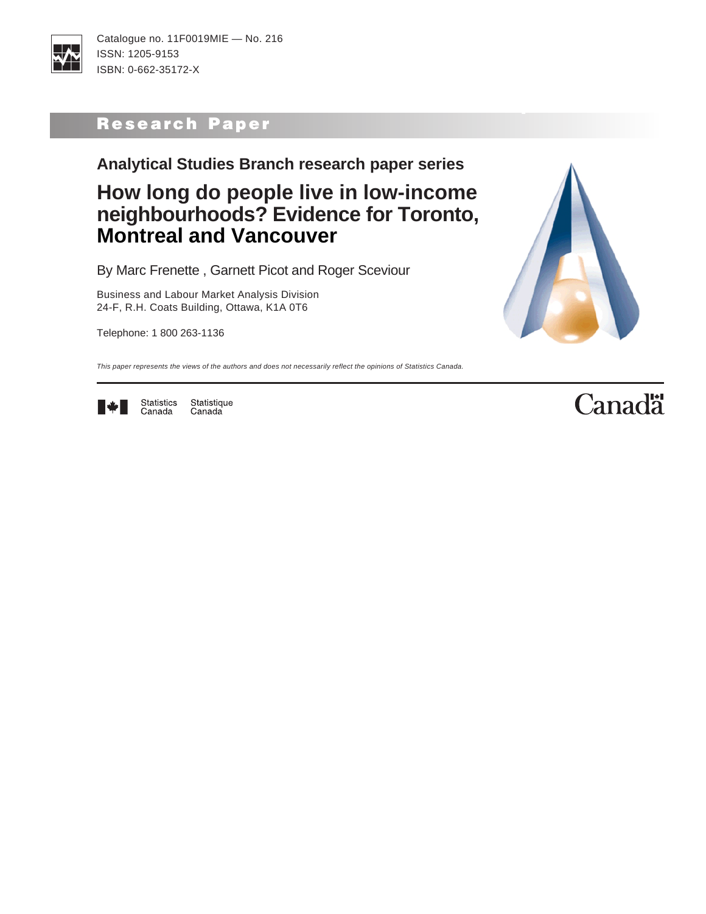Catalogue no. 11F0019MIE — No. 216
ISSN: 1205-9153
ISBN: 0-662-35172-X

**Research Paper**

## Analytical Studies Branch research paper series

# How long do people live in low-income neighbourhoods? Evidence for Toronto, Montreal and Vancouver

By Marc Frenette , Garnett Picot and Roger Sceviour

Business and Labour Market Analysis Division
24-F, R.H. Coats Building, Ottawa, K1A 0T6

Telephone: 1 800 263-1136

*This paper represents the views of the authors and does not necessarily reflect the opinions of Statistics Canada.*

Statistics Canada   Statistique Canada

Canada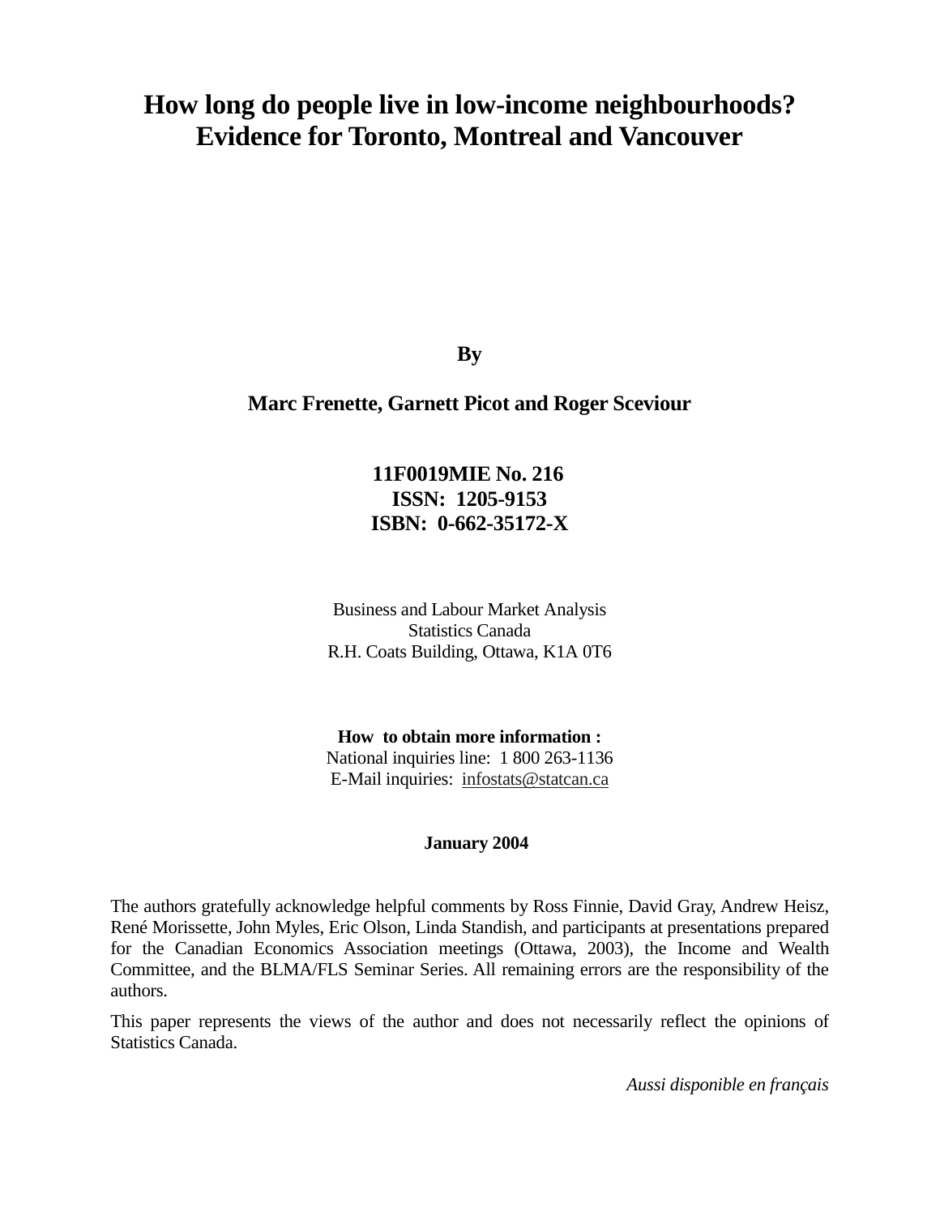# How long do people live in low-income neighbourhoods? Evidence for Toronto, Montreal and Vancouver

**By**

**Marc Frenette, Garnett Picot and Roger Sceviour**

**11F0019MIE No. 216**
**ISSN: 1205-9153**
**ISBN: 0-662-35172-X**

Business and Labour Market Analysis
Statistics Canada
R.H. Coats Building, Ottawa, K1A 0T6

**How to obtain more information :**
National inquiries line: 1 800 263-1136
E-Mail inquiries: infostats@statcan.ca

**January 2004**

The authors gratefully acknowledge helpful comments by Ross Finnie, David Gray, Andrew Heisz, René Morissette, John Myles, Eric Olson, Linda Standish, and participants at presentations prepared for the Canadian Economics Association meetings (Ottawa, 2003), the Income and Wealth Committee, and the BLMA/FLS Seminar Series. All remaining errors are the responsibility of the authors.

This paper represents the views of the author and does not necessarily reflect the opinions of Statistics Canada.

*Aussi disponible en français*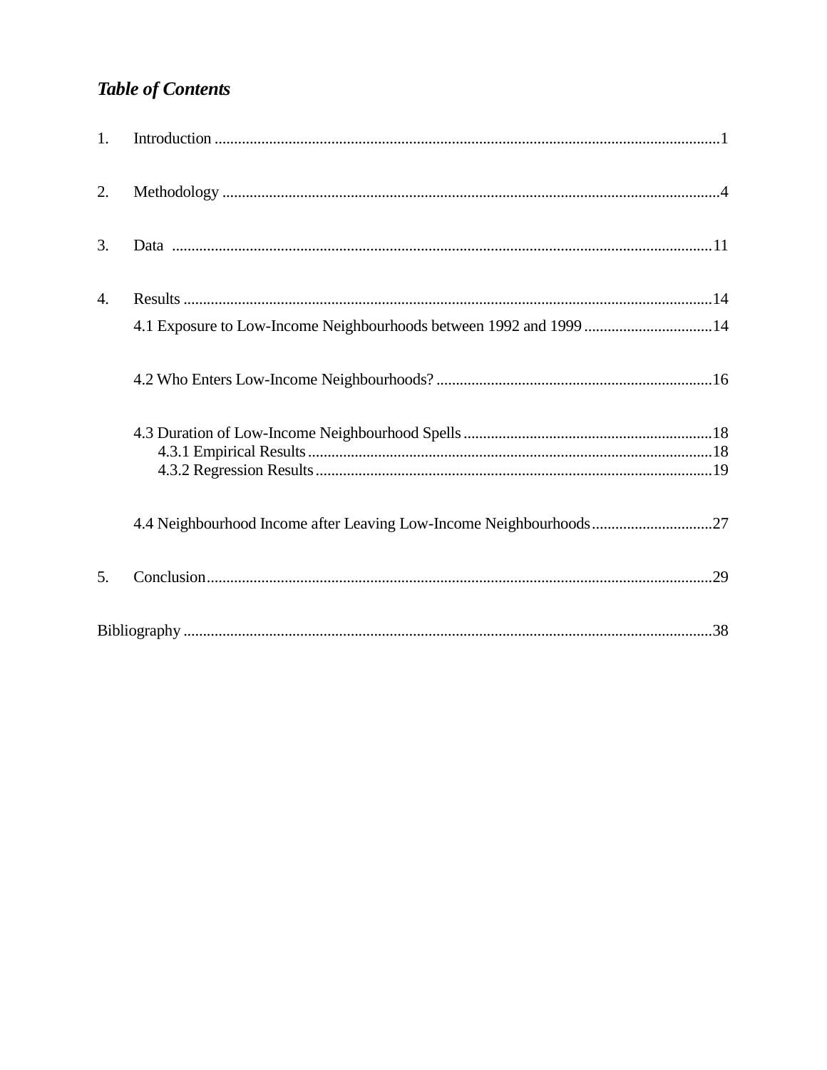## *Table of Contents*

1. Introduction ....................................................................................................................1

2. Methodology ...................................................................................................................4

3. Data ..............................................................................................................................11

4. Results ..........................................................................................................................14

    4.1 Exposure to Low-Income Neighbourhoods between 1992 and 1999 ..................................14

    4.2 Who Enters Low-Income Neighbourhoods? .......................................................................16

    4.3 Duration of Low-Income Neighbourhood Spells .................................................................18

        4.3.1 Empirical Results ........................................................................................................18

        4.3.2 Regression Results ......................................................................................................19

    4.4 Neighbourhood Income after Leaving Low-Income Neighbourhoods ...............................27

5. Conclusion.....................................................................................................................29

Bibliography .......................................................................................................................38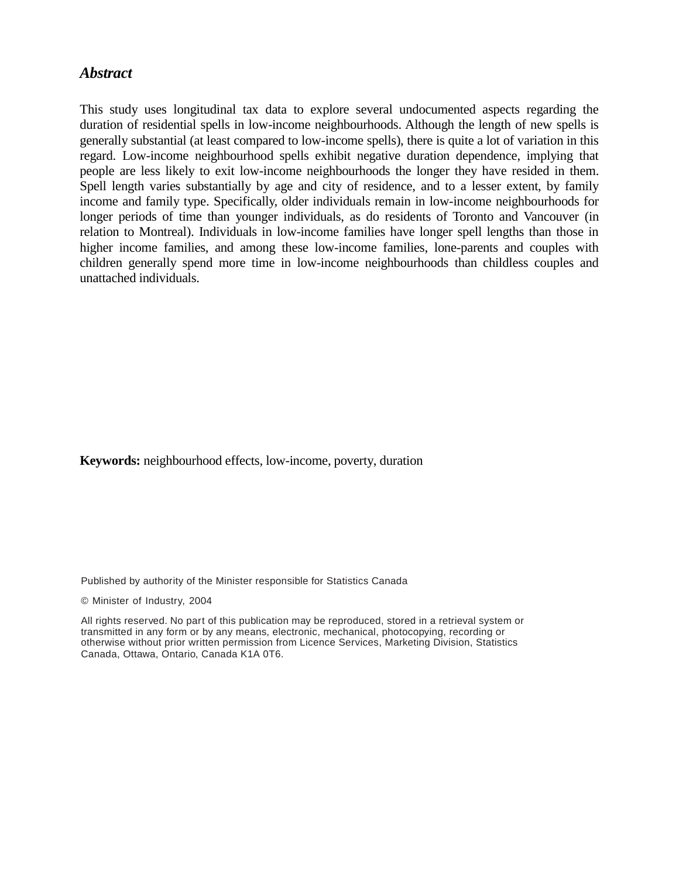## *Abstract*

This study uses longitudinal tax data to explore several undocumented aspects regarding the duration of residential spells in low-income neighbourhoods. Although the length of new spells is generally substantial (at least compared to low-income spells), there is quite a lot of variation in this regard. Low-income neighbourhood spells exhibit negative duration dependence, implying that people are less likely to exit low-income neighbourhoods the longer they have resided in them. Spell length varies substantially by age and city of residence, and to a lesser extent, by family income and family type. Specifically, older individuals remain in low-income neighbourhoods for longer periods of time than younger individuals, as do residents of Toronto and Vancouver (in relation to Montreal). Individuals in low-income families have longer spell lengths than those in higher income families, and among these low-income families, lone-parents and couples with children generally spend more time in low-income neighbourhoods than childless couples and unattached individuals.

**Keywords:** neighbourhood effects, low-income, poverty, duration

Published by authority of the Minister responsible for Statistics Canada

© Minister of Industry, 2004

All rights reserved. No part of this publication may be reproduced, stored in a retrieval system or transmitted in any form or by any means, electronic, mechanical, photocopying, recording or otherwise without prior written permission from Licence Services, Marketing Division, Statistics Canada, Ottawa, Ontario, Canada K1A 0T6.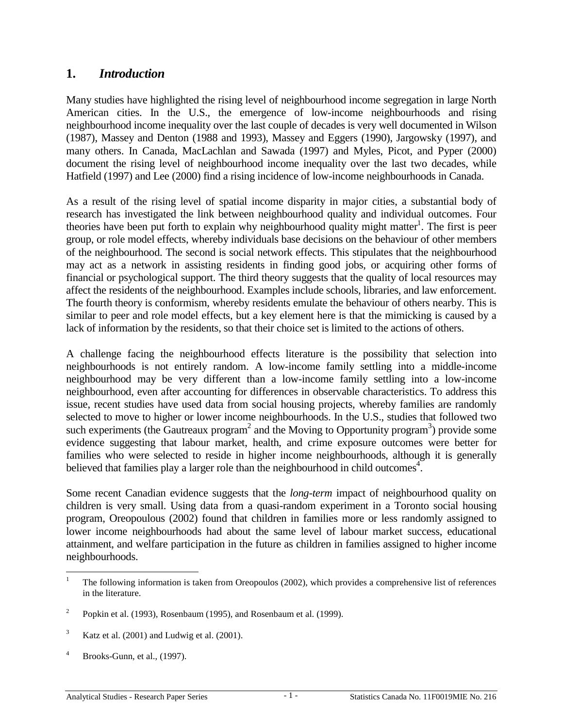## 1. *Introduction*

Many studies have highlighted the rising level of neighbourhood income segregation in large North American cities. In the U.S., the emergence of low-income neighbourhoods and rising neighbourhood income inequality over the last couple of decades is very well documented in Wilson (1987), Massey and Denton (1988 and 1993), Massey and Eggers (1990), Jargowsky (1997), and many others. In Canada, MacLachlan and Sawada (1997) and Myles, Picot, and Pyper (2000) document the rising level of neighbourhood income inequality over the last two decades, while Hatfield (1997) and Lee (2000) find a rising incidence of low-income neighbourhoods in Canada.

As a result of the rising level of spatial income disparity in major cities, a substantial body of research has investigated the link between neighbourhood quality and individual outcomes. Four theories have been put forth to explain why neighbourhood quality might matter[1]. The first is peer group, or role model effects, whereby individuals base decisions on the behaviour of other members of the neighbourhood. The second is social network effects. This stipulates that the neighbourhood may act as a network in assisting residents in finding good jobs, or acquiring other forms of financial or psychological support. The third theory suggests that the quality of local resources may affect the residents of the neighbourhood. Examples include schools, libraries, and law enforcement. The fourth theory is conformism, whereby residents emulate the behaviour of others nearby. This is similar to peer and role model effects, but a key element here is that the mimicking is caused by a lack of information by the residents, so that their choice set is limited to the actions of others.

A challenge facing the neighbourhood effects literature is the possibility that selection into neighbourhoods is not entirely random. A low-income family settling into a middle-income neighbourhood may be very different than a low-income family settling into a low-income neighbourhood, even after accounting for differences in observable characteristics. To address this issue, recent studies have used data from social housing projects, whereby families are randomly selected to move to higher or lower income neighbourhoods. In the U.S., studies that followed two such experiments (the Gautreaux program[2] and the Moving to Opportunity program[3]) provide some evidence suggesting that labour market, health, and crime exposure outcomes were better for families who were selected to reside in higher income neighbourhoods, although it is generally believed that families play a larger role than the neighbourhood in child outcomes[4].

Some recent Canadian evidence suggests that the *long-term* impact of neighbourhood quality on children is very small. Using data from a quasi-random experiment in a Toronto social housing program, Oreopoulous (2002) found that children in families more or less randomly assigned to lower income neighbourhoods had about the same level of labour market success, educational attainment, and welfare participation in the future as children in families assigned to higher income neighbourhoods.

---

[1] The following information is taken from Oreopoulos (2002), which provides a comprehensive list of references in the literature.

[2] Popkin et al. (1993), Rosenbaum (1995), and Rosenbaum et al. (1999).

[3] Katz et al. (2001) and Ludwig et al. (2001).

[4] Brooks-Gunn, et al., (1997).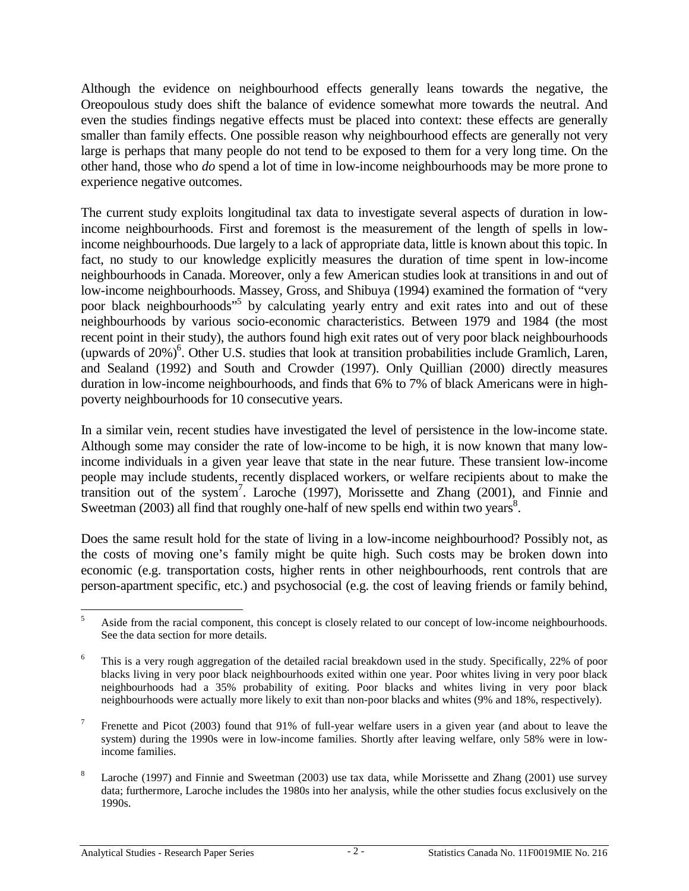Although the evidence on neighbourhood effects generally leans towards the negative, the Oreopoulous study does shift the balance of evidence somewhat more towards the neutral. And even the studies findings negative effects must be placed into context: these effects are generally smaller than family effects. One possible reason why neighbourhood effects are generally not very large is perhaps that many people do not tend to be exposed to them for a very long time. On the other hand, those who *do* spend a lot of time in low-income neighbourhoods may be more prone to experience negative outcomes.

The current study exploits longitudinal tax data to investigate several aspects of duration in low-income neighbourhoods. First and foremost is the measurement of the length of spells in low-income neighbourhoods. Due largely to a lack of appropriate data, little is known about this topic. In fact, no study to our knowledge explicitly measures the duration of time spent in low-income neighbourhoods in Canada. Moreover, only a few American studies look at transitions in and out of low-income neighbourhoods. Massey, Gross, and Shibuya (1994) examined the formation of "very poor black neighbourhoods"[5] by calculating yearly entry and exit rates into and out of these neighbourhoods by various socio-economic characteristics. Between 1979 and 1984 (the most recent point in their study), the authors found high exit rates out of very poor black neighbourhoods (upwards of 20%)[6]. Other U.S. studies that look at transition probabilities include Gramlich, Laren, and Sealand (1992) and South and Crowder (1997). Only Quillian (2000) directly measures duration in low-income neighbourhoods, and finds that 6% to 7% of black Americans were in high-poverty neighbourhoods for 10 consecutive years.

In a similar vein, recent studies have investigated the level of persistence in the low-income state. Although some may consider the rate of low-income to be high, it is now known that many low-income individuals in a given year leave that state in the near future. These transient low-income people may include students, recently displaced workers, or welfare recipients about to make the transition out of the system[7]. Laroche (1997), Morissette and Zhang (2001), and Finnie and Sweetman (2003) all find that roughly one-half of new spells end within two years[8].

Does the same result hold for the state of living in a low-income neighbourhood? Possibly not, as the costs of moving one's family might be quite high. Such costs may be broken down into economic (e.g. transportation costs, higher rents in other neighbourhoods, rent controls that are person-apartment specific, etc.) and psychosocial (e.g. the cost of leaving friends or family behind,

---

[5] Aside from the racial component, this concept is closely related to our concept of low-income neighbourhoods. See the data section for more details.

[6] This is a very rough aggregation of the detailed racial breakdown used in the study. Specifically, 22% of poor blacks living in very poor black neighbourhoods exited within one year. Poor whites living in very poor black neighbourhoods had a 35% probability of exiting. Poor blacks and whites living in very poor black neighbourhoods were actually more likely to exit than non-poor blacks and whites (9% and 18%, respectively).

[7] Frenette and Picot (2003) found that 91% of full-year welfare users in a given year (and about to leave the system) during the 1990s were in low-income families. Shortly after leaving welfare, only 58% were in low-income families.

[8] Laroche (1997) and Finnie and Sweetman (2003) use tax data, while Morissette and Zhang (2001) use survey data; furthermore, Laroche includes the 1980s into her analysis, while the other studies focus exclusively on the 1990s.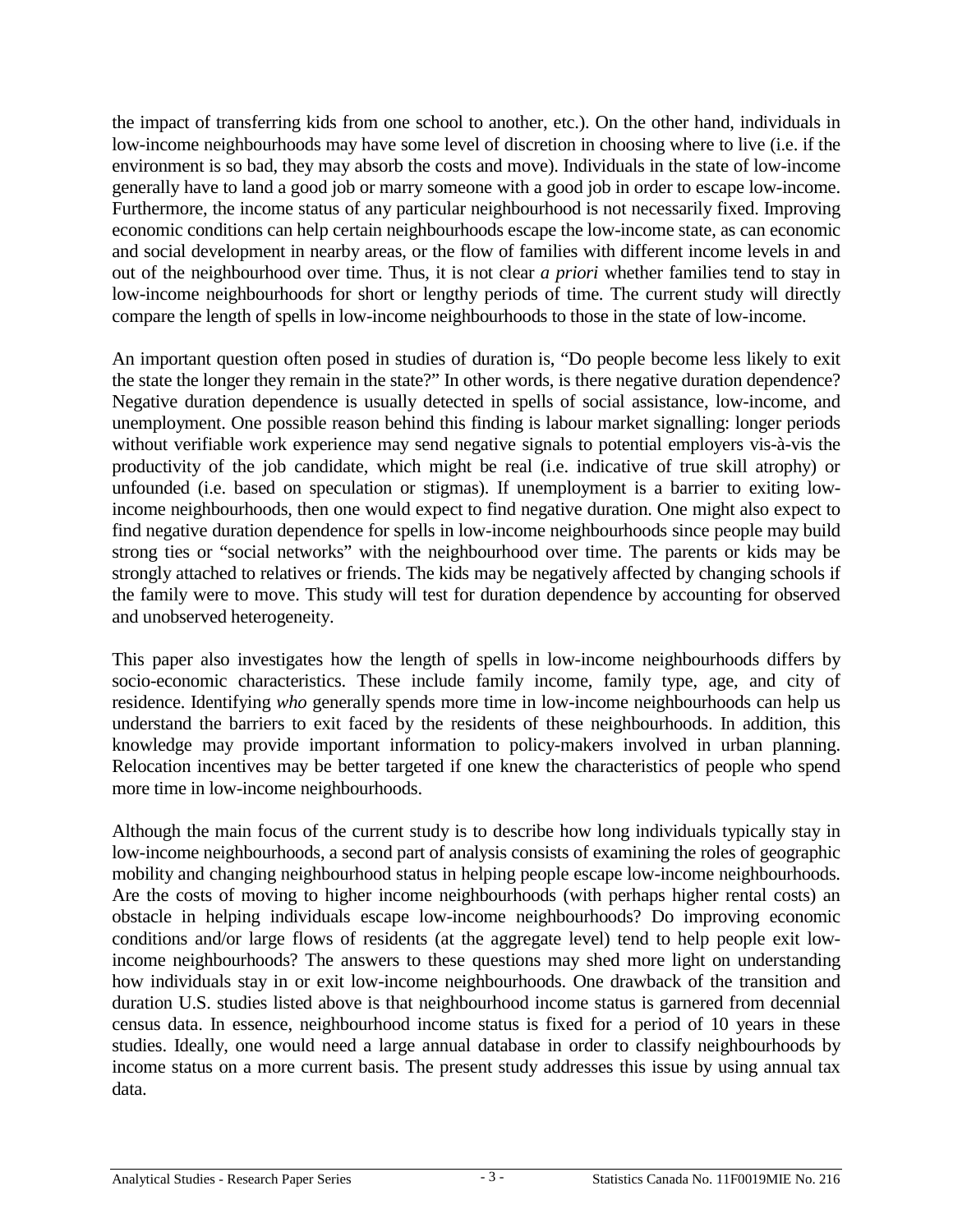the impact of transferring kids from one school to another, etc.). On the other hand, individuals in low-income neighbourhoods may have some level of discretion in choosing where to live (i.e. if the environment is so bad, they may absorb the costs and move). Individuals in the state of low-income generally have to land a good job or marry someone with a good job in order to escape low-income. Furthermore, the income status of any particular neighbourhood is not necessarily fixed. Improving economic conditions can help certain neighbourhoods escape the low-income state, as can economic and social development in nearby areas, or the flow of families with different income levels in and out of the neighbourhood over time. Thus, it is not clear *a priori* whether families tend to stay in low-income neighbourhoods for short or lengthy periods of time. The current study will directly compare the length of spells in low-income neighbourhoods to those in the state of low-income.

An important question often posed in studies of duration is, "Do people become less likely to exit the state the longer they remain in the state?" In other words, is there negative duration dependence? Negative duration dependence is usually detected in spells of social assistance, low-income, and unemployment. One possible reason behind this finding is labour market signalling: longer periods without verifiable work experience may send negative signals to potential employers vis-à-vis the productivity of the job candidate, which might be real (i.e. indicative of true skill atrophy) or unfounded (i.e. based on speculation or stigmas). If unemployment is a barrier to exiting low-income neighbourhoods, then one would expect to find negative duration. One might also expect to find negative duration dependence for spells in low-income neighbourhoods since people may build strong ties or "social networks" with the neighbourhood over time. The parents or kids may be strongly attached to relatives or friends. The kids may be negatively affected by changing schools if the family were to move. This study will test for duration dependence by accounting for observed and unobserved heterogeneity.

This paper also investigates how the length of spells in low-income neighbourhoods differs by socio-economic characteristics. These include family income, family type, age, and city of residence. Identifying *who* generally spends more time in low-income neighbourhoods can help us understand the barriers to exit faced by the residents of these neighbourhoods. In addition, this knowledge may provide important information to policy-makers involved in urban planning. Relocation incentives may be better targeted if one knew the characteristics of people who spend more time in low-income neighbourhoods.

Although the main focus of the current study is to describe how long individuals typically stay in low-income neighbourhoods, a second part of analysis consists of examining the roles of geographic mobility and changing neighbourhood status in helping people escape low-income neighbourhoods. Are the costs of moving to higher income neighbourhoods (with perhaps higher rental costs) an obstacle in helping individuals escape low-income neighbourhoods? Do improving economic conditions and/or large flows of residents (at the aggregate level) tend to help people exit low-income neighbourhoods? The answers to these questions may shed more light on understanding how individuals stay in or exit low-income neighbourhoods. One drawback of the transition and duration U.S. studies listed above is that neighbourhood income status is garnered from decennial census data. In essence, neighbourhood income status is fixed for a period of 10 years in these studies. Ideally, one would need a large annual database in order to classify neighbourhoods by income status on a more current basis. The present study addresses this issue by using annual tax data.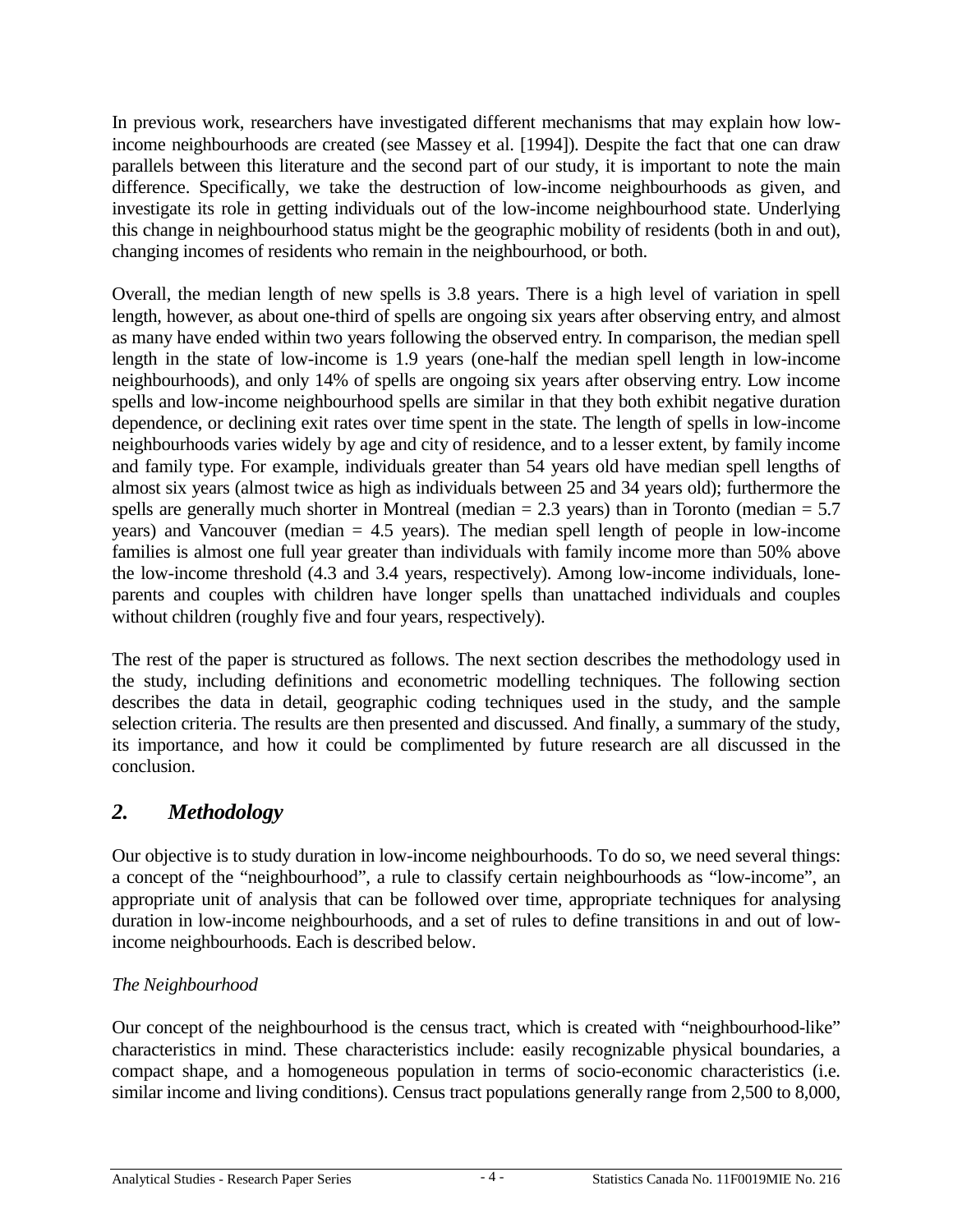In previous work, researchers have investigated different mechanisms that may explain how low-income neighbourhoods are created (see Massey et al. [1994]). Despite the fact that one can draw parallels between this literature and the second part of our study, it is important to note the main difference. Specifically, we take the destruction of low-income neighbourhoods as given, and investigate its role in getting individuals out of the low-income neighbourhood state. Underlying this change in neighbourhood status might be the geographic mobility of residents (both in and out), changing incomes of residents who remain in the neighbourhood, or both.

Overall, the median length of new spells is 3.8 years. There is a high level of variation in spell length, however, as about one-third of spells are ongoing six years after observing entry, and almost as many have ended within two years following the observed entry. In comparison, the median spell length in the state of low-income is 1.9 years (one-half the median spell length in low-income neighbourhoods), and only 14% of spells are ongoing six years after observing entry. Low income spells and low-income neighbourhood spells are similar in that they both exhibit negative duration dependence, or declining exit rates over time spent in the state. The length of spells in low-income neighbourhoods varies widely by age and city of residence, and to a lesser extent, by family income and family type. For example, individuals greater than 54 years old have median spell lengths of almost six years (almost twice as high as individuals between 25 and 34 years old); furthermore the spells are generally much shorter in Montreal (median = 2.3 years) than in Toronto (median = 5.7 years) and Vancouver (median = 4.5 years). The median spell length of people in low-income families is almost one full year greater than individuals with family income more than 50% above the low-income threshold (4.3 and 3.4 years, respectively). Among low-income individuals, lone-parents and couples with children have longer spells than unattached individuals and couples without children (roughly five and four years, respectively).

The rest of the paper is structured as follows. The next section describes the methodology used in the study, including definitions and econometric modelling techniques. The following section describes the data in detail, geographic coding techniques used in the study, and the sample selection criteria. The results are then presented and discussed. And finally, a summary of the study, its importance, and how it could be complimented by future research are all discussed in the conclusion.

## *2. Methodology*

Our objective is to study duration in low-income neighbourhoods. To do so, we need several things: a concept of the "neighbourhood", a rule to classify certain neighbourhoods as "low-income", an appropriate unit of analysis that can be followed over time, appropriate techniques for analysing duration in low-income neighbourhoods, and a set of rules to define transitions in and out of low-income neighbourhoods. Each is described below.

*The Neighbourhood*

Our concept of the neighbourhood is the census tract, which is created with "neighbourhood-like" characteristics in mind. These characteristics include: easily recognizable physical boundaries, a compact shape, and a homogeneous population in terms of socio-economic characteristics (i.e. similar income and living conditions). Census tract populations generally range from 2,500 to 8,000,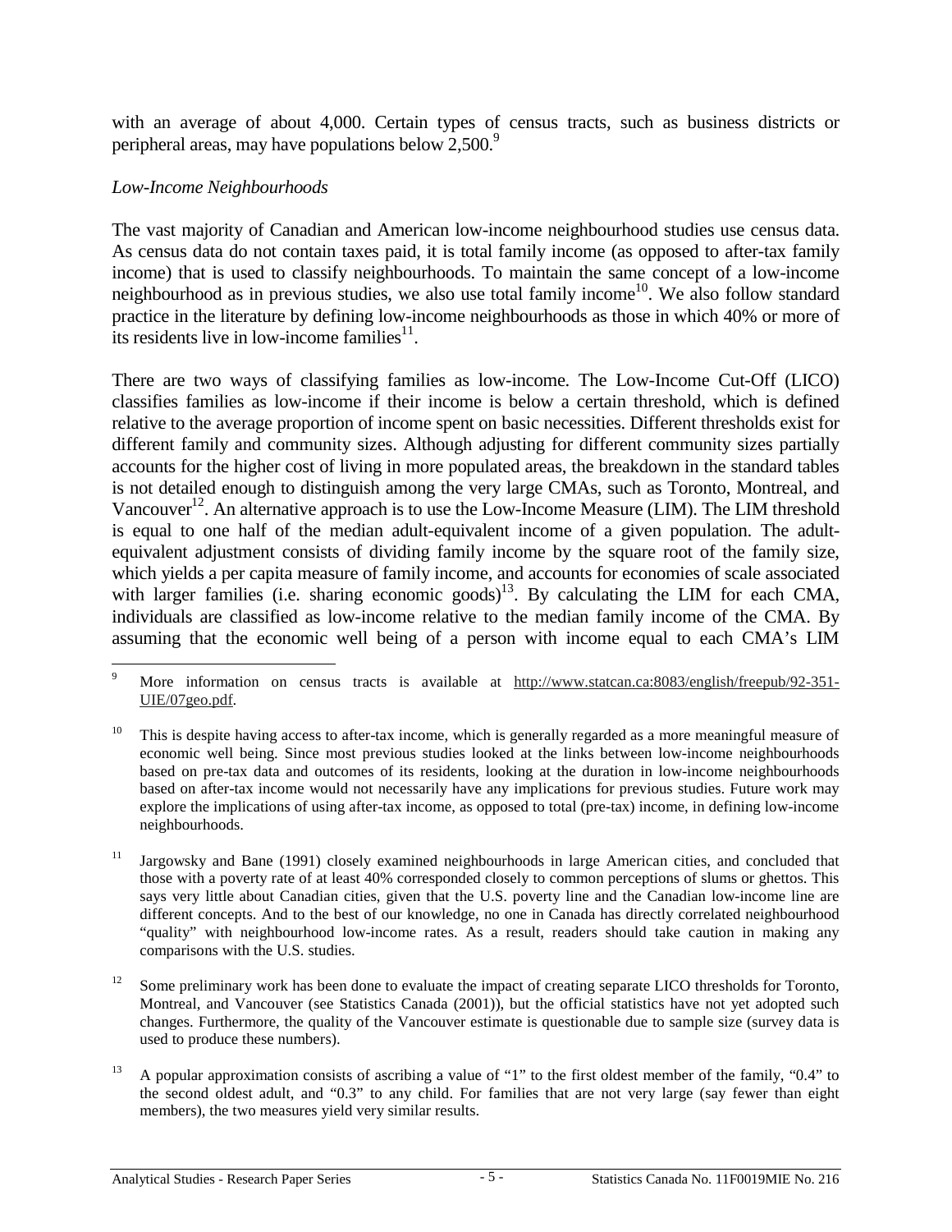with an average of about 4,000. Certain types of census tracts, such as business districts or peripheral areas, may have populations below 2,500.[9]

*Low-Income Neighbourhoods*

The vast majority of Canadian and American low-income neighbourhood studies use census data. As census data do not contain taxes paid, it is total family income (as opposed to after-tax family income) that is used to classify neighbourhoods. To maintain the same concept of a low-income neighbourhood as in previous studies, we also use total family income[10]. We also follow standard practice in the literature by defining low-income neighbourhoods as those in which 40% or more of its residents live in low-income families[11].

There are two ways of classifying families as low-income. The Low-Income Cut-Off (LICO) classifies families as low-income if their income is below a certain threshold, which is defined relative to the average proportion of income spent on basic necessities. Different thresholds exist for different family and community sizes. Although adjusting for different community sizes partially accounts for the higher cost of living in more populated areas, the breakdown in the standard tables is not detailed enough to distinguish among the very large CMAs, such as Toronto, Montreal, and Vancouver[12]. An alternative approach is to use the Low-Income Measure (LIM). The LIM threshold is equal to one half of the median adult-equivalent income of a given population. The adult-equivalent adjustment consists of dividing family income by the square root of the family size, which yields a per capita measure of family income, and accounts for economies of scale associated with larger families (i.e. sharing economic goods)[13]. By calculating the LIM for each CMA, individuals are classified as low-income relative to the median family income of the CMA. By assuming that the economic well being of a person with income equal to each CMA's LIM

---

[9] More information on census tracts is available at http://www.statcan.ca:8083/english/freepub/92-351-UIE/07geo.pdf.

[10] This is despite having access to after-tax income, which is generally regarded as a more meaningful measure of economic well being. Since most previous studies looked at the links between low-income neighbourhoods based on pre-tax data and outcomes of its residents, looking at the duration in low-income neighbourhoods based on after-tax income would not necessarily have any implications for previous studies. Future work may explore the implications of using after-tax income, as opposed to total (pre-tax) income, in defining low-income neighbourhoods.

[11] Jargowsky and Bane (1991) closely examined neighbourhoods in large American cities, and concluded that those with a poverty rate of at least 40% corresponded closely to common perceptions of slums or ghettos. This says very little about Canadian cities, given that the U.S. poverty line and the Canadian low-income line are different concepts. And to the best of our knowledge, no one in Canada has directly correlated neighbourhood "quality" with neighbourhood low-income rates. As a result, readers should take caution in making any comparisons with the U.S. studies.

[12] Some preliminary work has been done to evaluate the impact of creating separate LICO thresholds for Toronto, Montreal, and Vancouver (see Statistics Canada (2001)), but the official statistics have not yet adopted such changes. Furthermore, the quality of the Vancouver estimate is questionable due to sample size (survey data is used to produce these numbers).

[13] A popular approximation consists of ascribing a value of "1" to the first oldest member of the family, "0.4" to the second oldest adult, and "0.3" to any child. For families that are not very large (say fewer than eight members), the two measures yield very similar results.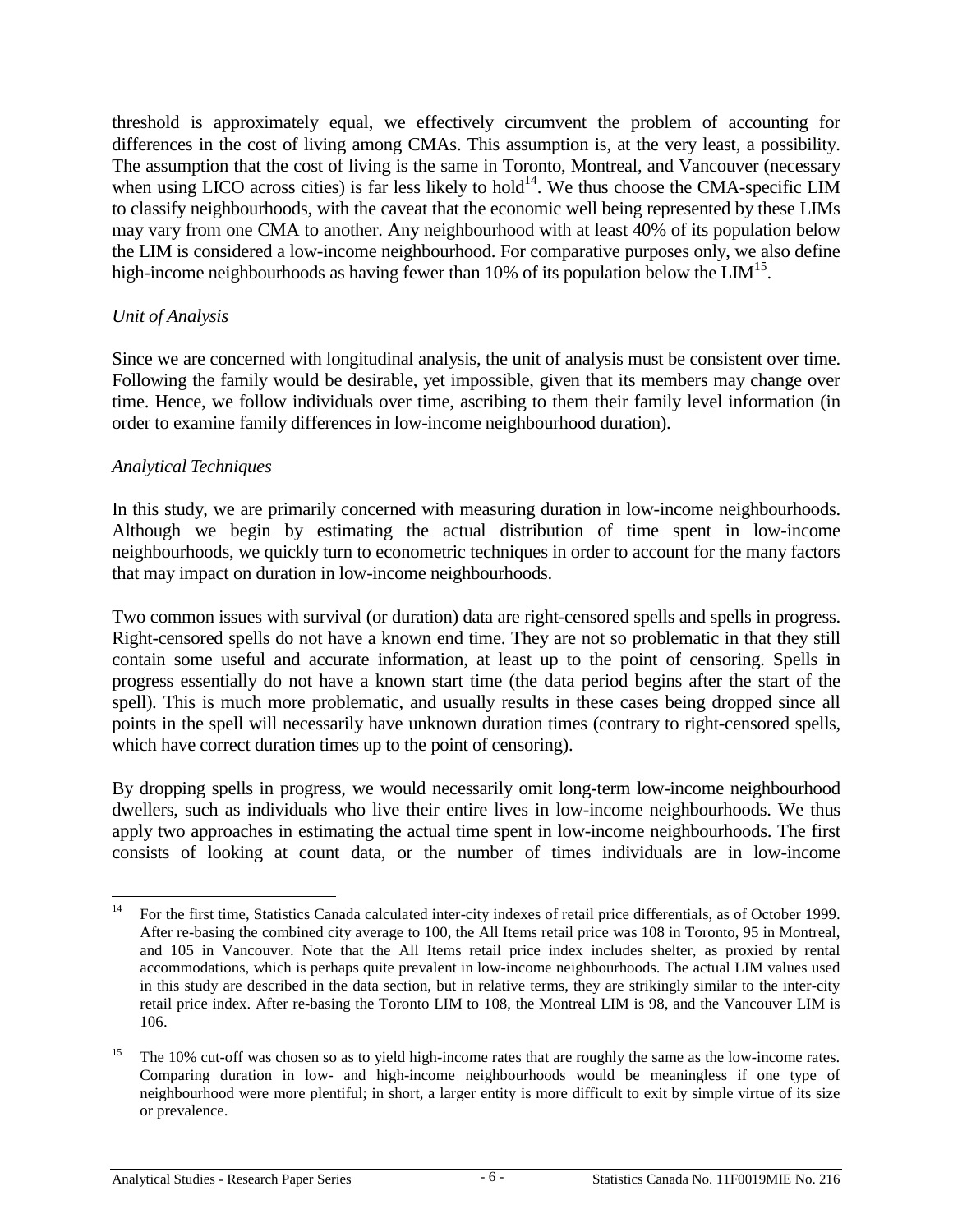threshold is approximately equal, we effectively circumvent the problem of accounting for differences in the cost of living among CMAs. This assumption is, at the very least, a possibility. The assumption that the cost of living is the same in Toronto, Montreal, and Vancouver (necessary when using LICO across cities) is far less likely to hold[14]. We thus choose the CMA-specific LIM to classify neighbourhoods, with the caveat that the economic well being represented by these LIMs may vary from one CMA to another. Any neighbourhood with at least 40% of its population below the LIM is considered a low-income neighbourhood. For comparative purposes only, we also define high-income neighbourhoods as having fewer than 10% of its population below the LIM[15].

*Unit of Analysis*

Since we are concerned with longitudinal analysis, the unit of analysis must be consistent over time. Following the family would be desirable, yet impossible, given that its members may change over time. Hence, we follow individuals over time, ascribing to them their family level information (in order to examine family differences in low-income neighbourhood duration).

*Analytical Techniques*

In this study, we are primarily concerned with measuring duration in low-income neighbourhoods. Although we begin by estimating the actual distribution of time spent in low-income neighbourhoods, we quickly turn to econometric techniques in order to account for the many factors that may impact on duration in low-income neighbourhoods.

Two common issues with survival (or duration) data are right-censored spells and spells in progress. Right-censored spells do not have a known end time. They are not so problematic in that they still contain some useful and accurate information, at least up to the point of censoring. Spells in progress essentially do not have a known start time (the data period begins after the start of the spell). This is much more problematic, and usually results in these cases being dropped since all points in the spell will necessarily have unknown duration times (contrary to right-censored spells, which have correct duration times up to the point of censoring).

By dropping spells in progress, we would necessarily omit long-term low-income neighbourhood dwellers, such as individuals who live their entire lives in low-income neighbourhoods. We thus apply two approaches in estimating the actual time spent in low-income neighbourhoods. The first consists of looking at count data, or the number of times individuals are in low-income

---

[14] For the first time, Statistics Canada calculated inter-city indexes of retail price differentials, as of October 1999. After re-basing the combined city average to 100, the All Items retail price was 108 in Toronto, 95 in Montreal, and 105 in Vancouver. Note that the All Items retail price index includes shelter, as proxied by rental accommodations, which is perhaps quite prevalent in low-income neighbourhoods. The actual LIM values used in this study are described in the data section, but in relative terms, they are strikingly similar to the inter-city retail price index. After re-basing the Toronto LIM to 108, the Montreal LIM is 98, and the Vancouver LIM is 106.

[15] The 10% cut-off was chosen so as to yield high-income rates that are roughly the same as the low-income rates. Comparing duration in low- and high-income neighbourhoods would be meaningless if one type of neighbourhood were more plentiful; in short, a larger entity is more difficult to exit by simple virtue of its size or prevalence.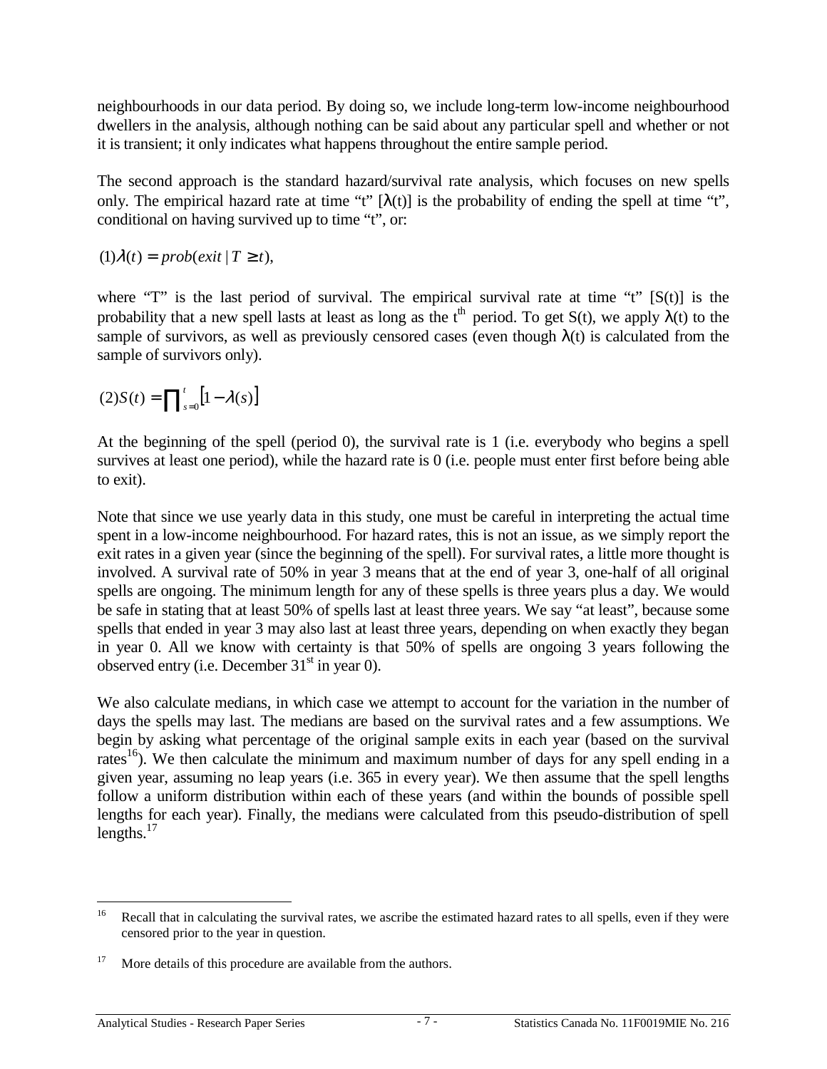neighbourhoods in our data period. By doing so, we include long-term low-income neighbourhood dwellers in the analysis, although nothing can be said about any particular spell and whether or not it is transient; it only indicates what happens throughout the entire sample period.

The second approach is the standard hazard/survival rate analysis, which focuses on new spells only. The empirical hazard rate at time "t" [$\lambda(t)$] is the probability of ending the spell at time "t", conditional on having survived up to time "t", or:

$$(1)\lambda(t) = prob(exit \mid T \geq t),$$

where "T" is the last period of survival. The empirical survival rate at time "t" [S(t)] is the probability that a new spell lasts at least as long as the $t^{th}$ period. To get S(t), we apply $\lambda(t)$ to the sample of survivors, as well as previously censored cases (even though $\lambda(t)$ is calculated from the sample of survivors only).

$$(2)S(t) = \prod_{s=0}^{t}\left[1 - \lambda(s)\right]$$

At the beginning of the spell (period 0), the survival rate is 1 (i.e. everybody who begins a spell survives at least one period), while the hazard rate is 0 (i.e. people must enter first before being able to exit).

Note that since we use yearly data in this study, one must be careful in interpreting the actual time spent in a low-income neighbourhood. For hazard rates, this is not an issue, as we simply report the exit rates in a given year (since the beginning of the spell). For survival rates, a little more thought is involved. A survival rate of 50% in year 3 means that at the end of year 3, one-half of all original spells are ongoing. The minimum length for any of these spells is three years plus a day. We would be safe in stating that at least 50% of spells last at least three years. We say "at least", because some spells that ended in year 3 may also last at least three years, depending on when exactly they began in year 0. All we know with certainty is that 50% of spells are ongoing 3 years following the observed entry (i.e. December 31st in year 0).

We also calculate medians, in which case we attempt to account for the variation in the number of days the spells may last. The medians are based on the survival rates and a few assumptions. We begin by asking what percentage of the original sample exits in each year (based on the survival rates[16]). We then calculate the minimum and maximum number of days for any spell ending in a given year, assuming no leap years (i.e. 365 in every year). We then assume that the spell lengths follow a uniform distribution within each of these years (and within the bounds of possible spell lengths for each year). Finally, the medians were calculated from this pseudo-distribution of spell lengths.[17]

---

[16] Recall that in calculating the survival rates, we ascribe the estimated hazard rates to all spells, even if they were censored prior to the year in question.

[17] More details of this procedure are available from the authors.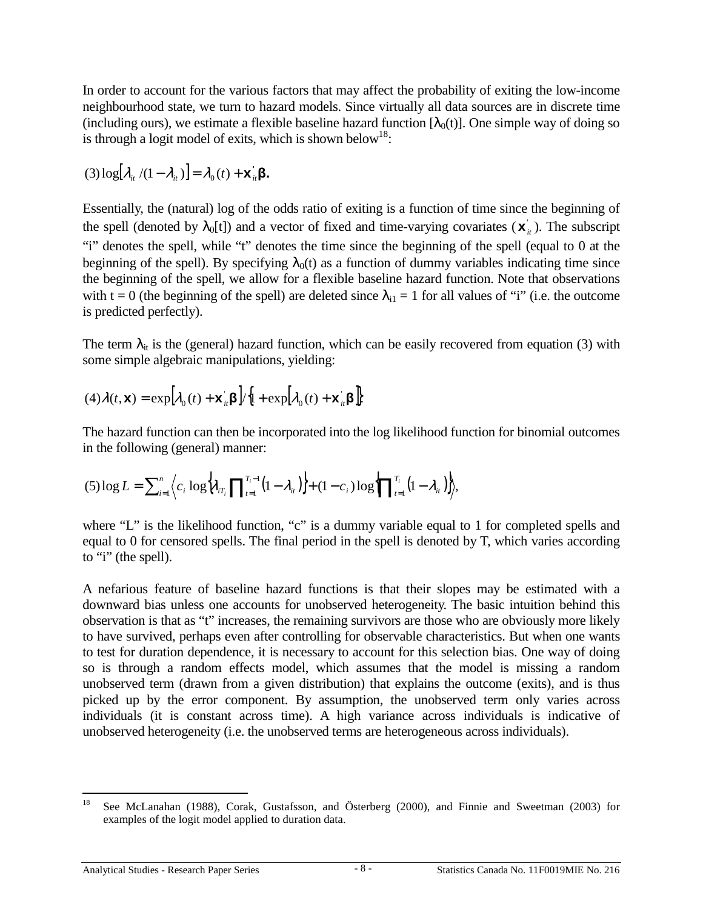In order to account for the various factors that may affect the probability of exiting the low-income neighbourhood state, we turn to hazard models. Since virtually all data sources are in discrete time (including ours), we estimate a flexible baseline hazard function [$\lambda_0(t)$]. One simple way of doing so is through a logit model of exits, which is shown below[18]:

$$(3) \log[\lambda_{it}/(1-\lambda_{it})] = \lambda_0(t) + \mathbf{x}'_{it}\boldsymbol{\beta}.$$

Essentially, the (natural) log of the odds ratio of exiting is a function of time since the beginning of the spell (denoted by $\lambda_0[t]$) and a vector of fixed and time-varying covariates ($\mathbf{x}'_{it}$). The subscript "i" denotes the spell, while "t" denotes the time since the beginning of the spell (equal to 0 at the beginning of the spell). By specifying $\lambda_0(t)$ as a function of dummy variables indicating time since the beginning of the spell, we allow for a flexible baseline hazard function. Note that observations with t = 0 (the beginning of the spell) are deleted since $\lambda_{i1} = 1$ for all values of "i" (i.e. the outcome is predicted perfectly).

The term $\lambda_{it}$ is the (general) hazard function, which can be easily recovered from equation (3) with some simple algebraic manipulations, yielding:

$$(4) \lambda(t, \mathbf{x}) = \exp[\lambda_0(t) + \mathbf{x}'_{it}\boldsymbol{\beta}] / \{1 + \exp[\lambda_0(t) + \mathbf{x}'_{it}\boldsymbol{\beta}]\}$$

The hazard function can then be incorporated into the log likelihood function for binomial outcomes in the following (general) manner:

$$(5) \log L = \sum_{i=1}^{n} \left\langle c_i \log\left\{\lambda_{iT_i} \prod_{t=1}^{T_i-1} (1-\lambda_{it})\right\} + (1-c_i)\log\left\{\prod_{t=1}^{T_i} (1-\lambda_{it})\right\}\right\rangle,$$

where "L" is the likelihood function, "c" is a dummy variable equal to 1 for completed spells and equal to 0 for censored spells. The final period in the spell is denoted by T, which varies according to "i" (the spell).

A nefarious feature of baseline hazard functions is that their slopes may be estimated with a downward bias unless one accounts for unobserved heterogeneity. The basic intuition behind this observation is that as "t" increases, the remaining survivors are those who are obviously more likely to have survived, perhaps even after controlling for observable characteristics. But when one wants to test for duration dependence, it is necessary to account for this selection bias. One way of doing so is through a random effects model, which assumes that the model is missing a random unobserved term (drawn from a given distribution) that explains the outcome (exits), and is thus picked up by the error component. By assumption, the unobserved term only varies across individuals (it is constant across time). A high variance across individuals is indicative of unobserved heterogeneity (i.e. the unobserved terms are heterogeneous across individuals).

---

[18] See McLanahan (1988), Corak, Gustafsson, and Österberg (2000), and Finnie and Sweetman (2003) for examples of the logit model applied to duration data.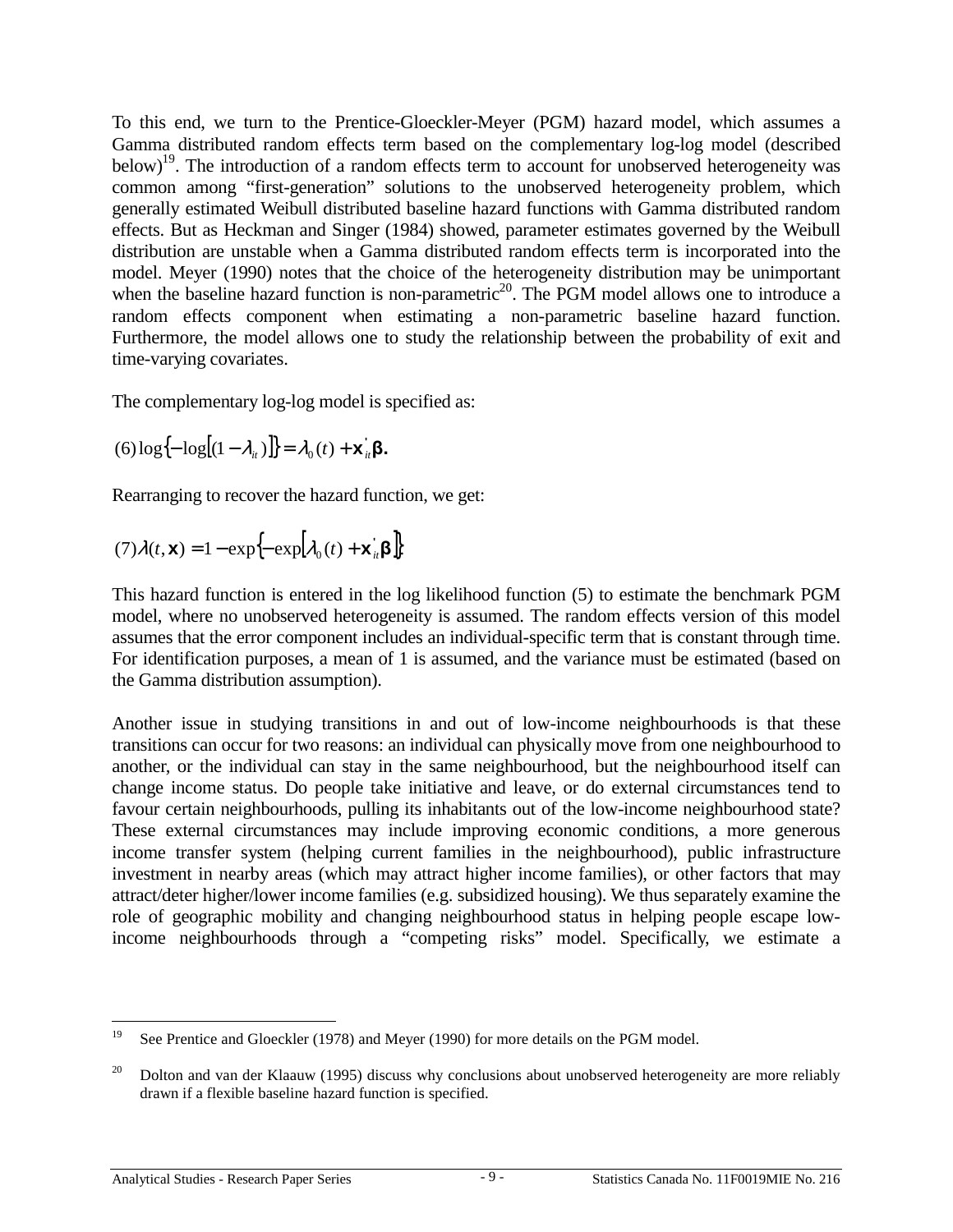To this end, we turn to the Prentice-Gloeckler-Meyer (PGM) hazard model, which assumes a Gamma distributed random effects term based on the complementary log-log model (described below)[19]. The introduction of a random effects term to account for unobserved heterogeneity was common among "first-generation" solutions to the unobserved heterogeneity problem, which generally estimated Weibull distributed baseline hazard functions with Gamma distributed random effects. But as Heckman and Singer (1984) showed, parameter estimates governed by the Weibull distribution are unstable when a Gamma distributed random effects term is incorporated into the model. Meyer (1990) notes that the choice of the heterogeneity distribution may be unimportant when the baseline hazard function is non-parametric[20]. The PGM model allows one to introduce a random effects component when estimating a non-parametric baseline hazard function. Furthermore, the model allows one to study the relationship between the probability of exit and time-varying covariates.

The complementary log-log model is specified as:

$$(6)\log\left\{-\log\left[(1-\lambda_{it})\right]\right\} = \lambda_0(t) + \mathbf{x}_{it}^{'}\boldsymbol{\beta}.$$

Rearranging to recover the hazard function, we get:

$$(7)\lambda(t,\mathbf{x}) = 1-\exp\left\{-\exp\left[\lambda_0(t) + \mathbf{x}_{it}^{'}\boldsymbol{\beta}\right]\right\}$$

This hazard function is entered in the log likelihood function (5) to estimate the benchmark PGM model, where no unobserved heterogeneity is assumed. The random effects version of this model assumes that the error component includes an individual-specific term that is constant through time. For identification purposes, a mean of 1 is assumed, and the variance must be estimated (based on the Gamma distribution assumption).

Another issue in studying transitions in and out of low-income neighbourhoods is that these transitions can occur for two reasons: an individual can physically move from one neighbourhood to another, or the individual can stay in the same neighbourhood, but the neighbourhood itself can change income status. Do people take initiative and leave, or do external circumstances tend to favour certain neighbourhoods, pulling its inhabitants out of the low-income neighbourhood state? These external circumstances may include improving economic conditions, a more generous income transfer system (helping current families in the neighbourhood), public infrastructure investment in nearby areas (which may attract higher income families), or other factors that may attract/deter higher/lower income families (e.g. subsidized housing). We thus separately examine the role of geographic mobility and changing neighbourhood status in helping people escape low-income neighbourhoods through a "competing risks" model. Specifically, we estimate a

---

[19] See Prentice and Gloeckler (1978) and Meyer (1990) for more details on the PGM model.

[20] Dolton and van der Klaauw (1995) discuss why conclusions about unobserved heterogeneity are more reliably drawn if a flexible baseline hazard function is specified.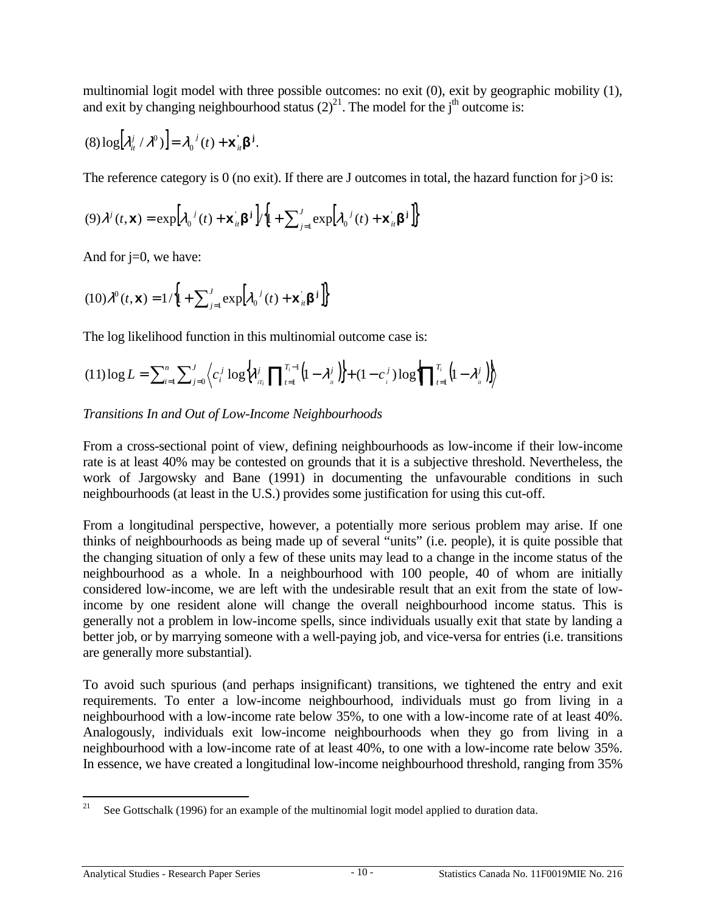multinomial logit model with three possible outcomes: no exit (0), exit by geographic mobility (1), and exit by changing neighbourhood status (2)[21]. The model for the j[th] outcome is:

$$(8)\log\left[\lambda_{it}^{j} / \lambda^{0})\right] = \lambda_{0}{}^{j}(t) + \mathbf{x}_{it}^{'}\boldsymbol{\beta}^{\mathbf{j}}.$$

The reference category is 0 (no exit). If there are J outcomes in total, the hazard function for j>0 is:

$$(9)\lambda^{j}(t,\mathbf{x}) = \exp\left[\lambda_{0}{}^{j}(t) + \mathbf{x}_{it}^{'}\boldsymbol{\beta}^{\mathbf{j}}\right] / \left\{1 + \sum_{j=1}^{J}\exp\left[\lambda_{0}{}^{j}(t) + \mathbf{x}_{it}^{'}\boldsymbol{\beta}^{\mathbf{j}}\right]\right\}$$

And for j=0, we have:

$$(10)\lambda^{0}(t,\mathbf{x}) = 1 / \left\{1 + \sum_{j=1}^{J}\exp\left[\lambda_{0}{}^{j}(t) + \mathbf{x}_{it}^{'}\boldsymbol{\beta}^{\mathbf{j}}\right]\right\}$$

The log likelihood function in this multinomial outcome case is:

$$(11)\log L = \sum_{i=1}^{n}\sum_{j=0}^{J}\left\langle c_{i}^{j}\log\left\{\lambda_{iT_i}^{j}\prod_{t=1}^{T_i-1}\left(1-\lambda_{it}^{j}\right)\right\} + (1-c_{i}^{j})\log\left\{\prod_{t=1}^{T_i}\left(1-\lambda_{it}^{j}\right)\right\}\right\rangle$$

*Transitions In and Out of Low-Income Neighbourhoods*

From a cross-sectional point of view, defining neighbourhoods as low-income if their low-income rate is at least 40% may be contested on grounds that it is a subjective threshold. Nevertheless, the work of Jargowsky and Bane (1991) in documenting the unfavourable conditions in such neighbourhoods (at least in the U.S.) provides some justification for using this cut-off.

From a longitudinal perspective, however, a potentially more serious problem may arise. If one thinks of neighbourhoods as being made up of several "units" (i.e. people), it is quite possible that the changing situation of only a few of these units may lead to a change in the income status of the neighbourhood as a whole. In a neighbourhood with 100 people, 40 of whom are initially considered low-income, we are left with the undesirable result that an exit from the state of low-income by one resident alone will change the overall neighbourhood income status. This is generally not a problem in low-income spells, since individuals usually exit that state by landing a better job, or by marrying someone with a well-paying job, and vice-versa for entries (i.e. transitions are generally more substantial).

To avoid such spurious (and perhaps insignificant) transitions, we tightened the entry and exit requirements. To enter a low-income neighbourhood, individuals must go from living in a neighbourhood with a low-income rate below 35%, to one with a low-income rate of at least 40%. Analogously, individuals exit low-income neighbourhoods when they go from living in a neighbourhood with a low-income rate of at least 40%, to one with a low-income rate below 35%. In essence, we have created a longitudinal low-income neighbourhood threshold, ranging from 35%

---

[21] See Gottschalk (1996) for an example of the multinomial logit model applied to duration data.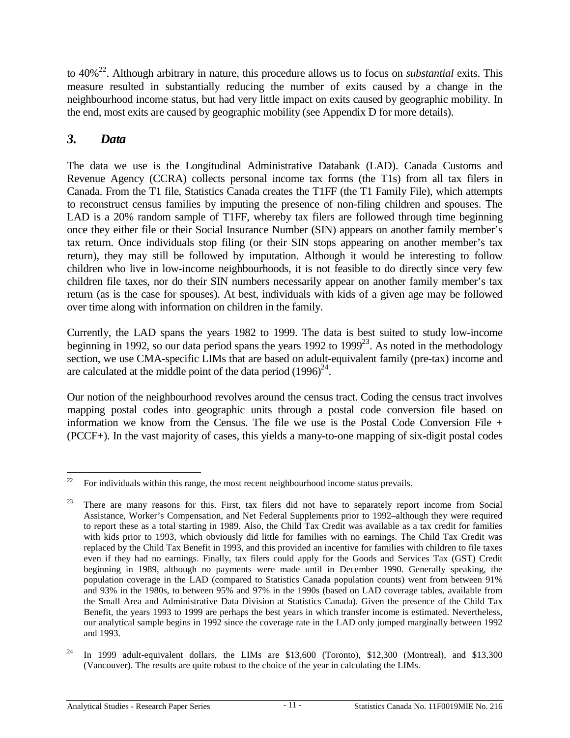to 40%[22]. Although arbitrary in nature, this procedure allows us to focus on *substantial* exits. This measure resulted in substantially reducing the number of exits caused by a change in the neighbourhood income status, but had very little impact on exits caused by geographic mobility. In the end, most exits are caused by geographic mobility (see Appendix D for more details).

## *3. Data*

The data we use is the Longitudinal Administrative Databank (LAD). Canada Customs and Revenue Agency (CCRA) collects personal income tax forms (the T1s) from all tax filers in Canada. From the T1 file, Statistics Canada creates the T1FF (the T1 Family File), which attempts to reconstruct census families by imputing the presence of non-filing children and spouses. The LAD is a 20% random sample of T1FF, whereby tax filers are followed through time beginning once they either file or their Social Insurance Number (SIN) appears on another family member's tax return. Once individuals stop filing (or their SIN stops appearing on another member's tax return), they may still be followed by imputation. Although it would be interesting to follow children who live in low-income neighbourhoods, it is not feasible to do directly since very few children file taxes, nor do their SIN numbers necessarily appear on another family member's tax return (as is the case for spouses). At best, individuals with kids of a given age may be followed over time along with information on children in the family.

Currently, the LAD spans the years 1982 to 1999. The data is best suited to study low-income beginning in 1992, so our data period spans the years 1992 to 1999[23]. As noted in the methodology section, we use CMA-specific LIMs that are based on adult-equivalent family (pre-tax) income and are calculated at the middle point of the data period (1996)[24].

Our notion of the neighbourhood revolves around the census tract. Coding the census tract involves mapping postal codes into geographic units through a postal code conversion file based on information we know from the Census. The file we use is the Postal Code Conversion File + (PCCF+). In the vast majority of cases, this yields a many-to-one mapping of six-digit postal codes

---

[22] For individuals within this range, the most recent neighbourhood income status prevails.

[23] There are many reasons for this. First, tax filers did not have to separately report income from Social Assistance, Worker's Compensation, and Net Federal Supplements prior to 1992–although they were required to report these as a total starting in 1989. Also, the Child Tax Credit was available as a tax credit for families with kids prior to 1993, which obviously did little for families with no earnings. The Child Tax Credit was replaced by the Child Tax Benefit in 1993, and this provided an incentive for families with children to file taxes even if they had no earnings. Finally, tax filers could apply for the Goods and Services Tax (GST) Credit beginning in 1989, although no payments were made until in December 1990. Generally speaking, the population coverage in the LAD (compared to Statistics Canada population counts) went from between 91% and 93% in the 1980s, to between 95% and 97% in the 1990s (based on LAD coverage tables, available from the Small Area and Administrative Data Division at Statistics Canada). Given the presence of the Child Tax Benefit, the years 1993 to 1999 are perhaps the best years in which transfer income is estimated. Nevertheless, our analytical sample begins in 1992 since the coverage rate in the LAD only jumped marginally between 1992 and 1993.

[24] In 1999 adult-equivalent dollars, the LIMs are $13,600 (Toronto), $12,300 (Montreal), and $13,300 (Vancouver). The results are quite robust to the choice of the year in calculating the LIMs.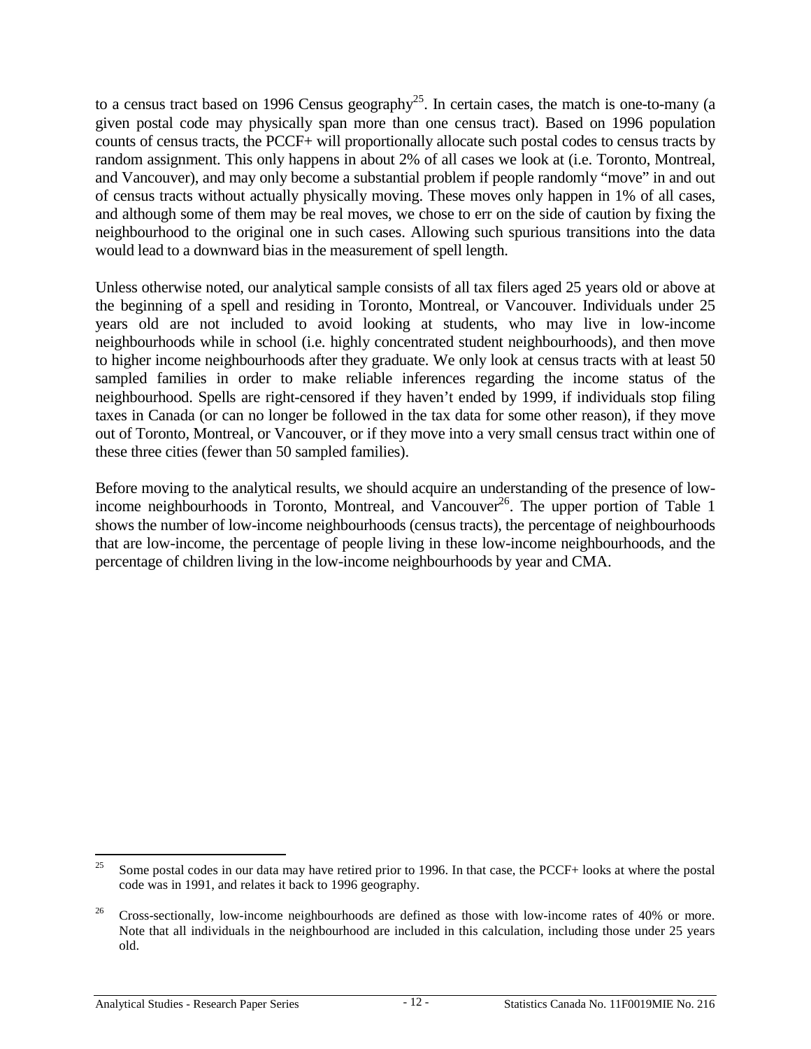to a census tract based on 1996 Census geography[25]. In certain cases, the match is one-to-many (a given postal code may physically span more than one census tract). Based on 1996 population counts of census tracts, the PCCF+ will proportionally allocate such postal codes to census tracts by random assignment. This only happens in about 2% of all cases we look at (i.e. Toronto, Montreal, and Vancouver), and may only become a substantial problem if people randomly "move" in and out of census tracts without actually physically moving. These moves only happen in 1% of all cases, and although some of them may be real moves, we chose to err on the side of caution by fixing the neighbourhood to the original one in such cases. Allowing such spurious transitions into the data would lead to a downward bias in the measurement of spell length.

Unless otherwise noted, our analytical sample consists of all tax filers aged 25 years old or above at the beginning of a spell and residing in Toronto, Montreal, or Vancouver. Individuals under 25 years old are not included to avoid looking at students, who may live in low-income neighbourhoods while in school (i.e. highly concentrated student neighbourhoods), and then move to higher income neighbourhoods after they graduate. We only look at census tracts with at least 50 sampled families in order to make reliable inferences regarding the income status of the neighbourhood. Spells are right-censored if they haven't ended by 1999, if individuals stop filing taxes in Canada (or can no longer be followed in the tax data for some other reason), if they move out of Toronto, Montreal, or Vancouver, or if they move into a very small census tract within one of these three cities (fewer than 50 sampled families).

Before moving to the analytical results, we should acquire an understanding of the presence of low-income neighbourhoods in Toronto, Montreal, and Vancouver[26]. The upper portion of Table 1 shows the number of low-income neighbourhoods (census tracts), the percentage of neighbourhoods that are low-income, the percentage of people living in these low-income neighbourhoods, and the percentage of children living in the low-income neighbourhoods by year and CMA.

---

[25] Some postal codes in our data may have retired prior to 1996. In that case, the PCCF+ looks at where the postal code was in 1991, and relates it back to 1996 geography.

[26] Cross-sectionally, low-income neighbourhoods are defined as those with low-income rates of 40% or more. Note that all individuals in the neighbourhood are included in this calculation, including those under 25 years old.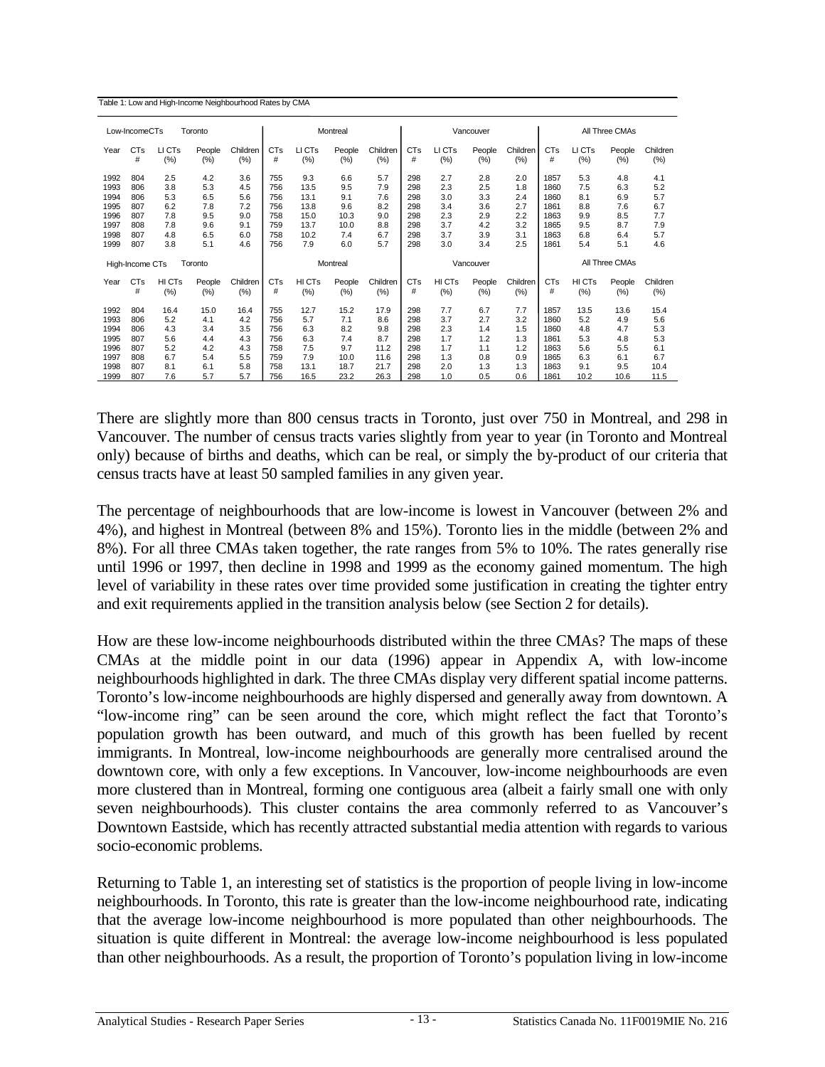Table 1: Low and High-Income Neighbourhood Rates by CMA

| Low-IncomeCTs | Toronto | | | | Montreal | | | | Vancouver | | | | All Three CMAs | | | |
|---|---|---|---|---|---|---|---|---|---|---|---|---|---|---|---|---|
| Year | CTs # | LI CTs (%) | People (%) | Children (%) | CTs # | LI CTs (%) | People (%) | Children (%) | CTs # | LI CTs (%) | People (%) | Children (%) | CTs # | LI CTs (%) | People (%) | Children (%) |
| 1992 | 804 | 2.5 | 4.2 | 3.6 | 755 | 9.3 | 6.6 | 5.7 | 298 | 2.7 | 2.8 | 2.0 | 1857 | 5.3 | 4.8 | 4.1 |
| 1993 | 806 | 3.8 | 5.3 | 4.5 | 756 | 13.5 | 9.5 | 7.9 | 298 | 2.3 | 2.5 | 1.8 | 1860 | 7.5 | 6.3 | 5.2 |
| 1994 | 806 | 5.3 | 6.5 | 5.6 | 756 | 13.1 | 9.1 | 7.6 | 298 | 3.0 | 3.3 | 2.4 | 1860 | 8.1 | 6.9 | 5.7 |
| 1995 | 807 | 6.2 | 7.8 | 7.2 | 756 | 13.8 | 9.6 | 8.2 | 298 | 3.4 | 3.6 | 2.7 | 1861 | 8.8 | 7.6 | 6.7 |
| 1996 | 807 | 7.8 | 9.5 | 9.0 | 758 | 15.0 | 10.3 | 9.0 | 298 | 2.3 | 2.9 | 2.2 | 1863 | 9.9 | 8.5 | 7.7 |
| 1997 | 808 | 7.8 | 9.6 | 9.1 | 759 | 13.7 | 10.0 | 8.8 | 298 | 3.7 | 4.2 | 3.2 | 1865 | 9.5 | 8.7 | 7.9 |
| 1998 | 807 | 4.8 | 6.5 | 6.0 | 758 | 10.2 | 7.4 | 6.7 | 298 | 3.7 | 3.9 | 3.1 | 1863 | 6.8 | 6.4 | 5.7 |
| 1999 | 807 | 3.8 | 5.1 | 4.6 | 756 | 7.9 | 6.0 | 5.7 | 298 | 3.0 | 3.4 | 2.5 | 1861 | 5.4 | 5.1 | 4.6 |
| **High-Income CTs** | **Toronto** | | | | **Montreal** | | | | **Vancouver** | | | | **All Three CMAs** | | | |
| Year | CTs # | HI CTs (%) | People (%) | Children (%) | CTs # | HI CTs (%) | People (%) | Children (%) | CTs # | HI CTs (%) | People (%) | Children (%) | CTs # | HI CTs (%) | People (%) | Children (%) |
| 1992 | 804 | 16.4 | 15.0 | 16.4 | 755 | 12.7 | 15.2 | 17.9 | 298 | 7.7 | 6.7 | 7.7 | 1857 | 13.5 | 13.6 | 15.4 |
| 1993 | 806 | 5.2 | 4.1 | 4.2 | 756 | 5.7 | 7.1 | 8.6 | 298 | 3.7 | 2.7 | 3.2 | 1860 | 5.2 | 4.9 | 5.6 |
| 1994 | 806 | 4.3 | 3.4 | 3.5 | 756 | 6.3 | 8.2 | 9.8 | 298 | 2.3 | 1.4 | 1.5 | 1860 | 4.8 | 4.7 | 5.3 |
| 1995 | 807 | 5.6 | 4.4 | 4.3 | 756 | 6.3 | 7.4 | 8.7 | 298 | 1.7 | 1.2 | 1.3 | 1861 | 5.3 | 4.8 | 5.3 |
| 1996 | 807 | 5.2 | 4.2 | 4.3 | 758 | 7.5 | 9.7 | 11.2 | 298 | 1.7 | 1.1 | 1.2 | 1863 | 5.6 | 5.5 | 6.1 |
| 1997 | 808 | 6.7 | 5.4 | 5.5 | 759 | 7.9 | 10.0 | 11.6 | 298 | 1.3 | 0.8 | 0.9 | 1865 | 6.3 | 6.1 | 6.7 |
| 1998 | 807 | 8.1 | 6.1 | 5.8 | 758 | 13.1 | 18.7 | 21.7 | 298 | 2.0 | 1.3 | 1.3 | 1863 | 9.1 | 9.5 | 10.4 |
| 1999 | 807 | 7.6 | 5.7 | 5.7 | 756 | 16.5 | 23.2 | 26.3 | 298 | 1.0 | 0.5 | 0.6 | 1861 | 10.2 | 10.6 | 11.5 |

There are slightly more than 800 census tracts in Toronto, just over 750 in Montreal, and 298 in Vancouver. The number of census tracts varies slightly from year to year (in Toronto and Montreal only) because of births and deaths, which can be real, or simply the by-product of our criteria that census tracts have at least 50 sampled families in any given year.

The percentage of neighbourhoods that are low-income is lowest in Vancouver (between 2% and 4%), and highest in Montreal (between 8% and 15%). Toronto lies in the middle (between 2% and 8%). For all three CMAs taken together, the rate ranges from 5% to 10%. The rates generally rise until 1996 or 1997, then decline in 1998 and 1999 as the economy gained momentum. The high level of variability in these rates over time provided some justification in creating the tighter entry and exit requirements applied in the transition analysis below (see Section 2 for details).

How are these low-income neighbourhoods distributed within the three CMAs? The maps of these CMAs at the middle point in our data (1996) appear in Appendix A, with low-income neighbourhoods highlighted in dark. The three CMAs display very different spatial income patterns. Toronto's low-income neighbourhoods are highly dispersed and generally away from downtown. A "low-income ring" can be seen around the core, which might reflect the fact that Toronto's population growth has been outward, and much of this growth has been fuelled by recent immigrants. In Montreal, low-income neighbourhoods are generally more centralised around the downtown core, with only a few exceptions. In Vancouver, low-income neighbourhoods are even more clustered than in Montreal, forming one contiguous area (albeit a fairly small one with only seven neighbourhoods). This cluster contains the area commonly referred to as Vancouver's Downtown Eastside, which has recently attracted substantial media attention with regards to various socio-economic problems.

Returning to Table 1, an interesting set of statistics is the proportion of people living in low-income neighbourhoods. In Toronto, this rate is greater than the low-income neighbourhood rate, indicating that the average low-income neighbourhood is more populated than other neighbourhoods. The situation is quite different in Montreal: the average low-income neighbourhood is less populated than other neighbourhoods. As a result, the proportion of Toronto's population living in low-income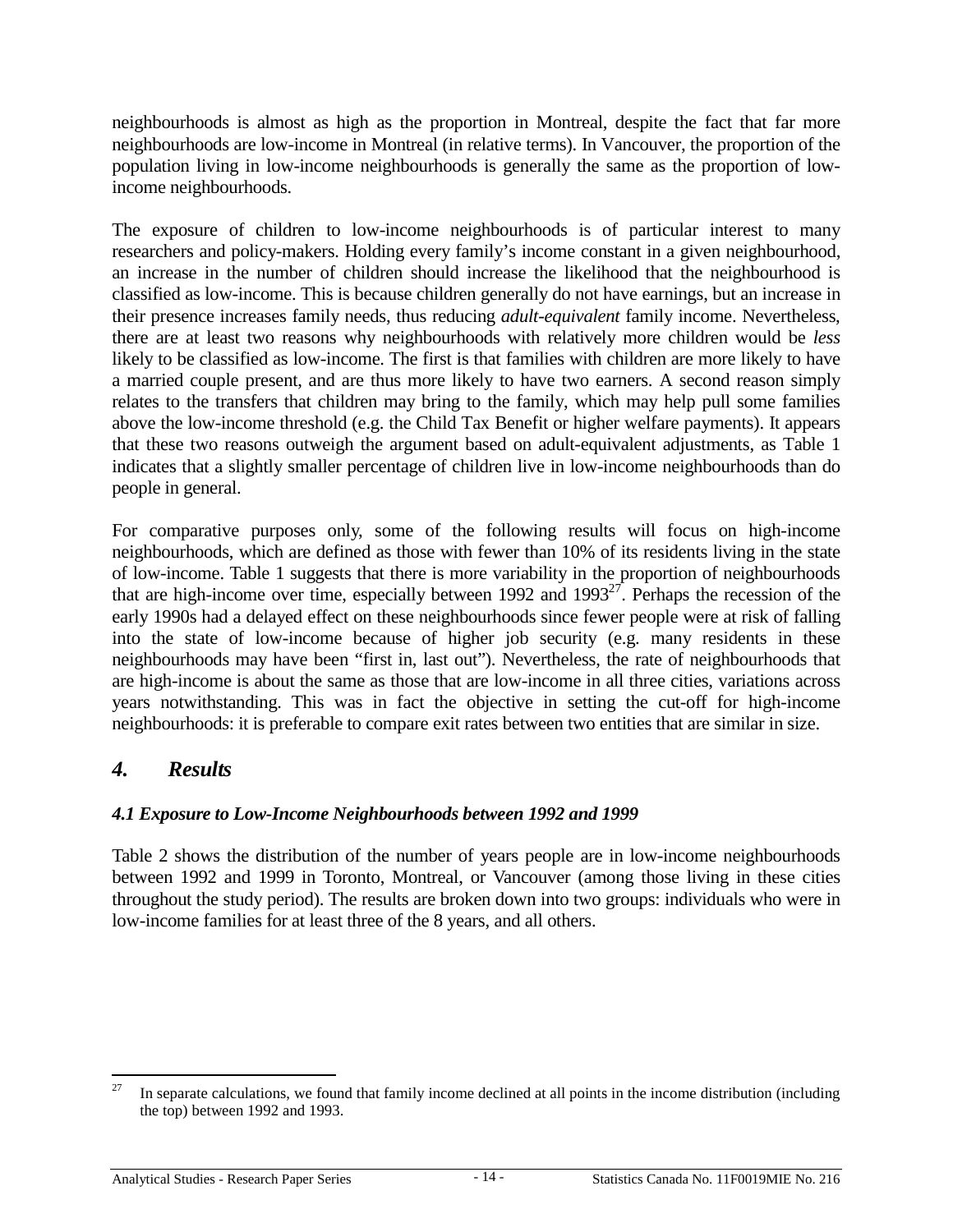neighbourhoods is almost as high as the proportion in Montreal, despite the fact that far more neighbourhoods are low-income in Montreal (in relative terms). In Vancouver, the proportion of the population living in low-income neighbourhoods is generally the same as the proportion of low-income neighbourhoods.

The exposure of children to low-income neighbourhoods is of particular interest to many researchers and policy-makers. Holding every family's income constant in a given neighbourhood, an increase in the number of children should increase the likelihood that the neighbourhood is classified as low-income. This is because children generally do not have earnings, but an increase in their presence increases family needs, thus reducing *adult-equivalent* family income. Nevertheless, there are at least two reasons why neighbourhoods with relatively more children would be *less* likely to be classified as low-income. The first is that families with children are more likely to have a married couple present, and are thus more likely to have two earners. A second reason simply relates to the transfers that children may bring to the family, which may help pull some families above the low-income threshold (e.g. the Child Tax Benefit or higher welfare payments). It appears that these two reasons outweigh the argument based on adult-equivalent adjustments, as Table 1 indicates that a slightly smaller percentage of children live in low-income neighbourhoods than do people in general.

For comparative purposes only, some of the following results will focus on high-income neighbourhoods, which are defined as those with fewer than 10% of its residents living in the state of low-income. Table 1 suggests that there is more variability in the proportion of neighbourhoods that are high-income over time, especially between 1992 and 1993[27]. Perhaps the recession of the early 1990s had a delayed effect on these neighbourhoods since fewer people were at risk of falling into the state of low-income because of higher job security (e.g. many residents in these neighbourhoods may have been "first in, last out"). Nevertheless, the rate of neighbourhoods that are high-income is about the same as those that are low-income in all three cities, variations across years notwithstanding. This was in fact the objective in setting the cut-off for high-income neighbourhoods: it is preferable to compare exit rates between two entities that are similar in size.

## *4. Results*

### *4.1 Exposure to Low-Income Neighbourhoods between 1992 and 1999*

Table 2 shows the distribution of the number of years people are in low-income neighbourhoods between 1992 and 1999 in Toronto, Montreal, or Vancouver (among those living in these cities throughout the study period). The results are broken down into two groups: individuals who were in low-income families for at least three of the 8 years, and all others.

---

[27] In separate calculations, we found that family income declined at all points in the income distribution (including the top) between 1992 and 1993.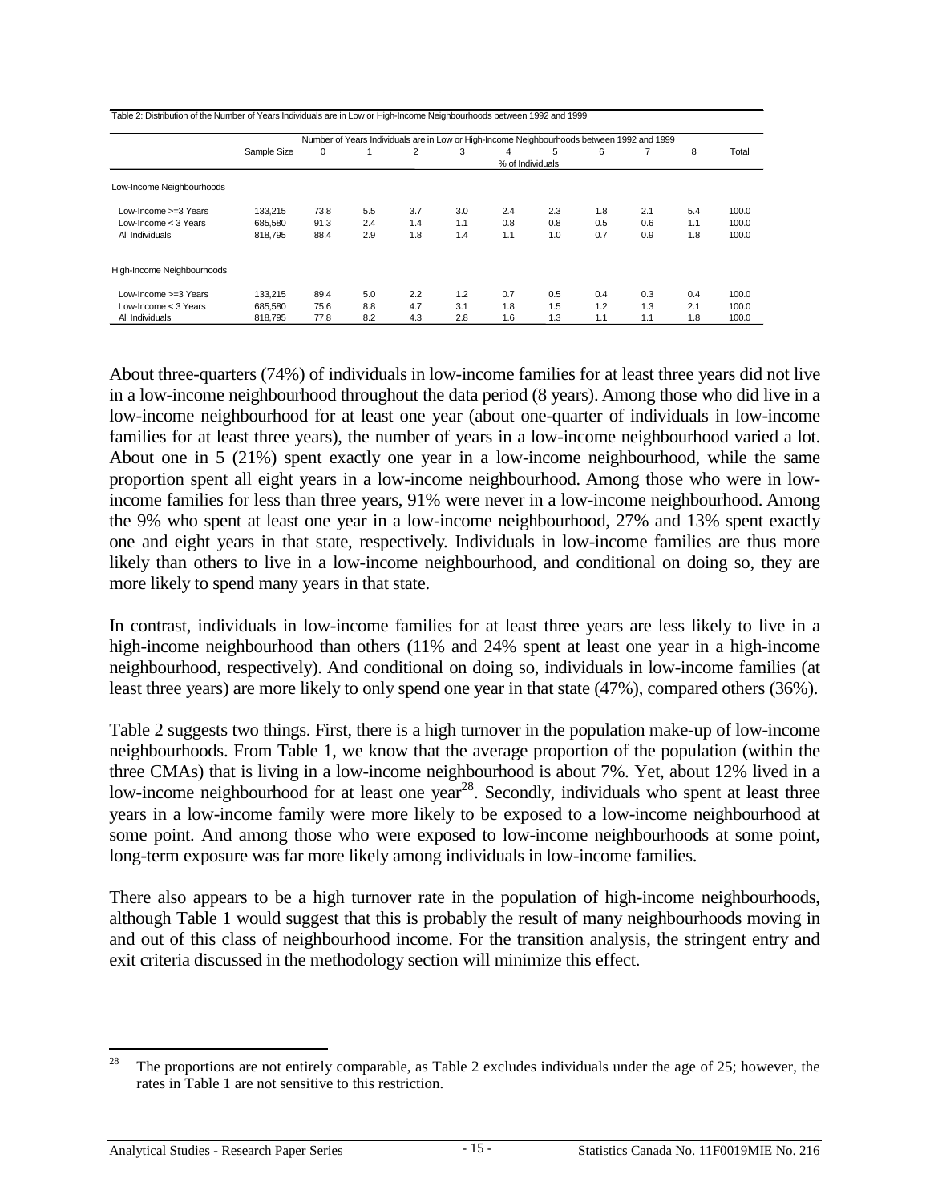Table 2: Distribution of the Number of Years Individuals are in Low or High-Income Neighbourhoods between 1992 and 1999

| | Sample Size | Number of Years Individuals are in Low or High-Income Neighbourhoods between 1992 and 1999 | | | | | | | | | Total |
|---|---|---|---|---|---|---|---|---|---|---|---|
| | | 0 | 1 | 2 | 3 | 4 | 5 | 6 | 7 | 8 | |
| | | % of Individuals | | | | | | | | | |
| **Low-Income Neighbourhoods** | | | | | | | | | | | |
| Low-Income >=3 Years | 133,215 | 73.8 | 5.5 | 3.7 | 3.0 | 2.4 | 2.3 | 1.8 | 2.1 | 5.4 | 100.0 |
| Low-Income < 3 Years | 685,580 | 91.3 | 2.4 | 1.4 | 1.1 | 0.8 | 0.8 | 0.5 | 0.6 | 1.1 | 100.0 |
| All Individuals | 818,795 | 88.4 | 2.9 | 1.8 | 1.4 | 1.1 | 1.0 | 0.7 | 0.9 | 1.8 | 100.0 |
| **High-Income Neighbourhoods** | | | | | | | | | | | |
| Low-Income >=3 Years | 133,215 | 89.4 | 5.0 | 2.2 | 1.2 | 0.7 | 0.5 | 0.4 | 0.3 | 0.4 | 100.0 |
| Low-Income < 3 Years | 685,580 | 75.6 | 8.8 | 4.7 | 3.1 | 1.8 | 1.5 | 1.2 | 1.3 | 2.1 | 100.0 |
| All Individuals | 818,795 | 77.8 | 8.2 | 4.3 | 2.8 | 1.6 | 1.3 | 1.1 | 1.1 | 1.8 | 100.0 |

About three-quarters (74%) of individuals in low-income families for at least three years did not live in a low-income neighbourhood throughout the data period (8 years). Among those who did live in a low-income neighbourhood for at least one year (about one-quarter of individuals in low-income families for at least three years), the number of years in a low-income neighbourhood varied a lot. About one in 5 (21%) spent exactly one year in a low-income neighbourhood, while the same proportion spent all eight years in a low-income neighbourhood. Among those who were in low-income families for less than three years, 91% were never in a low-income neighbourhood. Among the 9% who spent at least one year in a low-income neighbourhood, 27% and 13% spent exactly one and eight years in that state, respectively. Individuals in low-income families are thus more likely than others to live in a low-income neighbourhood, and conditional on doing so, they are more likely to spend many years in that state.

In contrast, individuals in low-income families for at least three years are less likely to live in a high-income neighbourhood than others (11% and 24% spent at least one year in a high-income neighbourhood, respectively). And conditional on doing so, individuals in low-income families (at least three years) are more likely to only spend one year in that state (47%), compared others (36%).

Table 2 suggests two things. First, there is a high turnover in the population make-up of low-income neighbourhoods. From Table 1, we know that the average proportion of the population (within the three CMAs) that is living in a low-income neighbourhood is about 7%. Yet, about 12% lived in a low-income neighbourhood for at least one year[28]. Secondly, individuals who spent at least three years in a low-income family were more likely to be exposed to a low-income neighbourhood at some point. And among those who were exposed to low-income neighbourhoods at some point, long-term exposure was far more likely among individuals in low-income families.

There also appears to be a high turnover rate in the population of high-income neighbourhoods, although Table 1 would suggest that this is probably the result of many neighbourhoods moving in and out of this class of neighbourhood income. For the transition analysis, the stringent entry and exit criteria discussed in the methodology section will minimize this effect.

[28] The proportions are not entirely comparable, as Table 2 excludes individuals under the age of 25; however, the rates in Table 1 are not sensitive to this restriction.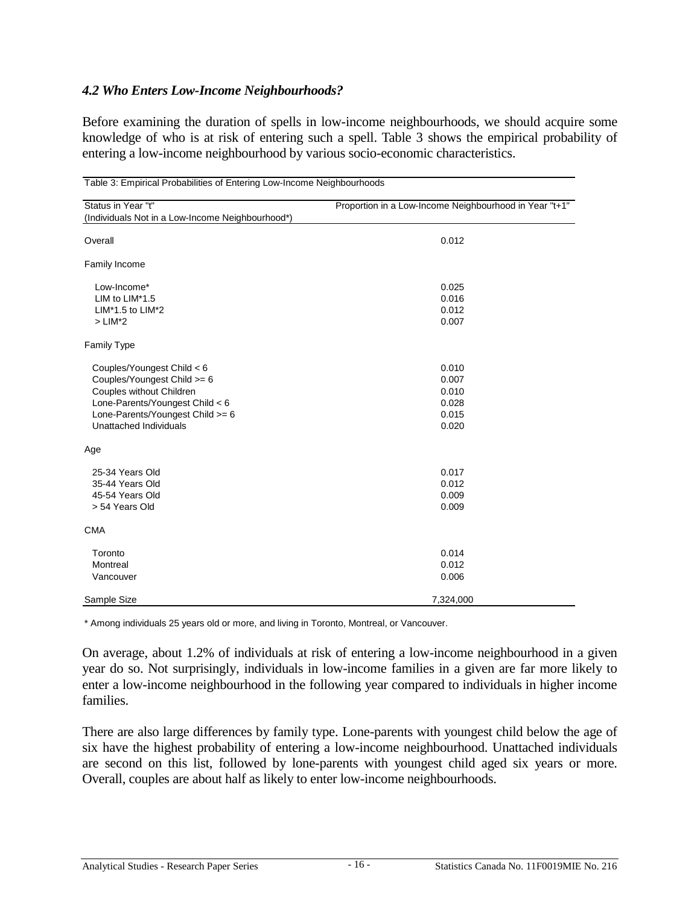### *4.2 Who Enters Low-Income Neighbourhoods?*

Before examining the duration of spells in low-income neighbourhoods, we should acquire some knowledge of who is at risk of entering such a spell. Table 3 shows the empirical probability of entering a low-income neighbourhood by various socio-economic characteristics.

Table 3: Empirical Probabilities of Entering Low-Income Neighbourhoods

| Status in Year "t" (Individuals Not in a Low-Income Neighbourhood*) | Proportion in a Low-Income Neighbourhood in Year "t+1" |
|---|---|
| Overall | 0.012 |
| **Family Income** | |
| Low-Income* | 0.025 |
| LIM to LIM*1.5 | 0.016 |
| LIM*1.5 to LIM*2 | 0.012 |
| > LIM*2 | 0.007 |
| **Family Type** | |
| Couples/Youngest Child < 6 | 0.010 |
| Couples/Youngest Child >= 6 | 0.007 |
| Couples without Children | 0.010 |
| Lone-Parents/Youngest Child < 6 | 0.028 |
| Lone-Parents/Youngest Child >= 6 | 0.015 |
| Unattached Individuals | 0.020 |
| **Age** | |
| 25-34 Years Old | 0.017 |
| 35-44 Years Old | 0.012 |
| 45-54 Years Old | 0.009 |
| > 54 Years Old | 0.009 |
| **CMA** | |
| Toronto | 0.014 |
| Montreal | 0.012 |
| Vancouver | 0.006 |
| Sample Size | 7,324,000 |

\* Among individuals 25 years old or more, and living in Toronto, Montreal, or Vancouver.

On average, about 1.2% of individuals at risk of entering a low-income neighbourhood in a given year do so. Not surprisingly, individuals in low-income families in a given are far more likely to enter a low-income neighbourhood in the following year compared to individuals in higher income families.

There are also large differences by family type. Lone-parents with youngest child below the age of six have the highest probability of entering a low-income neighbourhood. Unattached individuals are second on this list, followed by lone-parents with youngest child aged six years or more. Overall, couples are about half as likely to enter low-income neighbourhoods.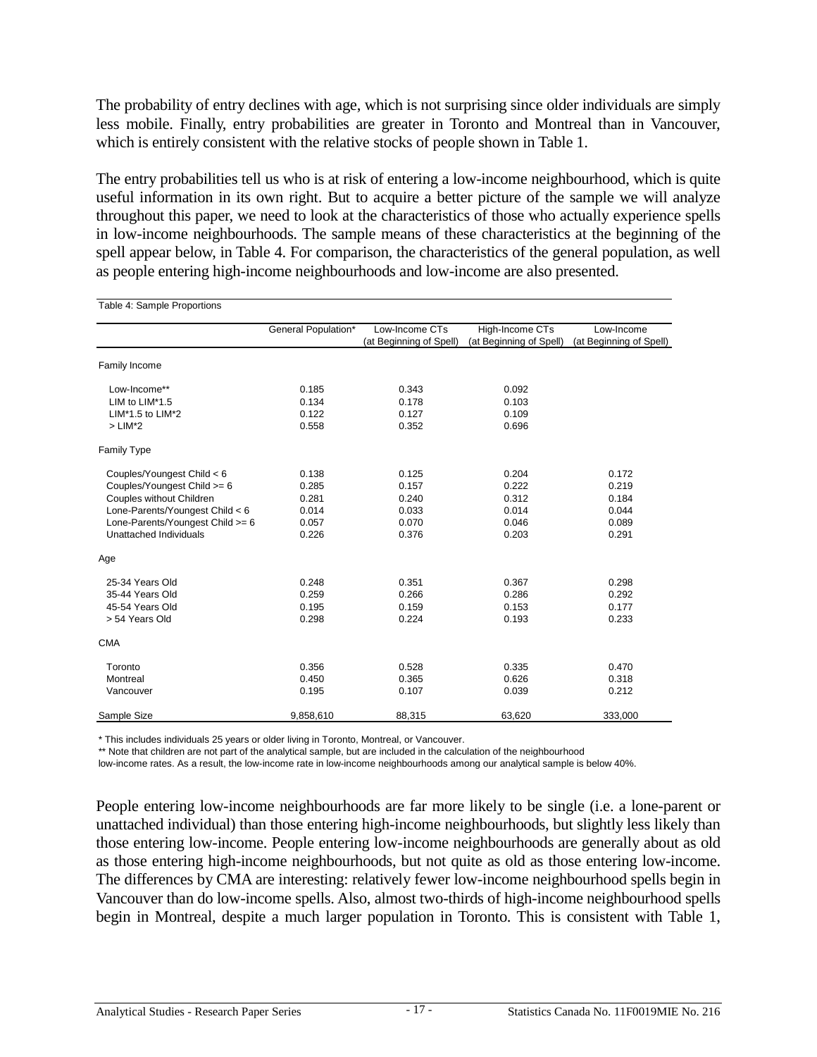The probability of entry declines with age, which is not surprising since older individuals are simply less mobile. Finally, entry probabilities are greater in Toronto and Montreal than in Vancouver, which is entirely consistent with the relative stocks of people shown in Table 1.

The entry probabilities tell us who is at risk of entering a low-income neighbourhood, which is quite useful information in its own right. But to acquire a better picture of the sample we will analyze throughout this paper, we need to look at the characteristics of those who actually experience spells in low-income neighbourhoods. The sample means of these characteristics at the beginning of the spell appear below, in Table 4. For comparison, the characteristics of the general population, as well as people entering high-income neighbourhoods and low-income are also presented.

Table 4: Sample Proportions

| | General Population* | Low-Income CTs (at Beginning of Spell) | High-Income CTs (at Beginning of Spell) | Low-Income (at Beginning of Spell) |
|---|---|---|---|---|
| **Family Income** | | | | |
| Low-Income** | 0.185 | 0.343 | 0.092 | |
| LIM to LIM*1.5 | 0.134 | 0.178 | 0.103 | |
| LIM*1.5 to LIM*2 | 0.122 | 0.127 | 0.109 | |
| > LIM*2 | 0.558 | 0.352 | 0.696 | |
| **Family Type** | | | | |
| Couples/Youngest Child < 6 | 0.138 | 0.125 | 0.204 | 0.172 |
| Couples/Youngest Child >= 6 | 0.285 | 0.157 | 0.222 | 0.219 |
| Couples without Children | 0.281 | 0.240 | 0.312 | 0.184 |
| Lone-Parents/Youngest Child < 6 | 0.014 | 0.033 | 0.014 | 0.044 |
| Lone-Parents/Youngest Child >= 6 | 0.057 | 0.070 | 0.046 | 0.089 |
| Unattached Individuals | 0.226 | 0.376 | 0.203 | 0.291 |
| **Age** | | | | |
| 25-34 Years Old | 0.248 | 0.351 | 0.367 | 0.298 |
| 35-44 Years Old | 0.259 | 0.266 | 0.286 | 0.292 |
| 45-54 Years Old | 0.195 | 0.159 | 0.153 | 0.177 |
| > 54 Years Old | 0.298 | 0.224 | 0.193 | 0.233 |
| **CMA** | | | | |
| Toronto | 0.356 | 0.528 | 0.335 | 0.470 |
| Montreal | 0.450 | 0.365 | 0.626 | 0.318 |
| Vancouver | 0.195 | 0.107 | 0.039 | 0.212 |
| Sample Size | 9,858,610 | 88,315 | 63,620 | 333,000 |

\* This includes individuals 25 years or older living in Toronto, Montreal, or Vancouver.

\*\* Note that children are not part of the analytical sample, but are included in the calculation of the neighbourhood low-income rates. As a result, the low-income rate in low-income neighbourhoods among our analytical sample is below 40%.

People entering low-income neighbourhoods are far more likely to be single (i.e. a lone-parent or unattached individual) than those entering high-income neighbourhoods, but slightly less likely than those entering low-income. People entering low-income neighbourhoods are generally about as old as those entering high-income neighbourhoods, but not quite as old as those entering low-income. The differences by CMA are interesting: relatively fewer low-income neighbourhood spells begin in Vancouver than do low-income spells. Also, almost two-thirds of high-income neighbourhood spells begin in Montreal, despite a much larger population in Toronto. This is consistent with Table 1,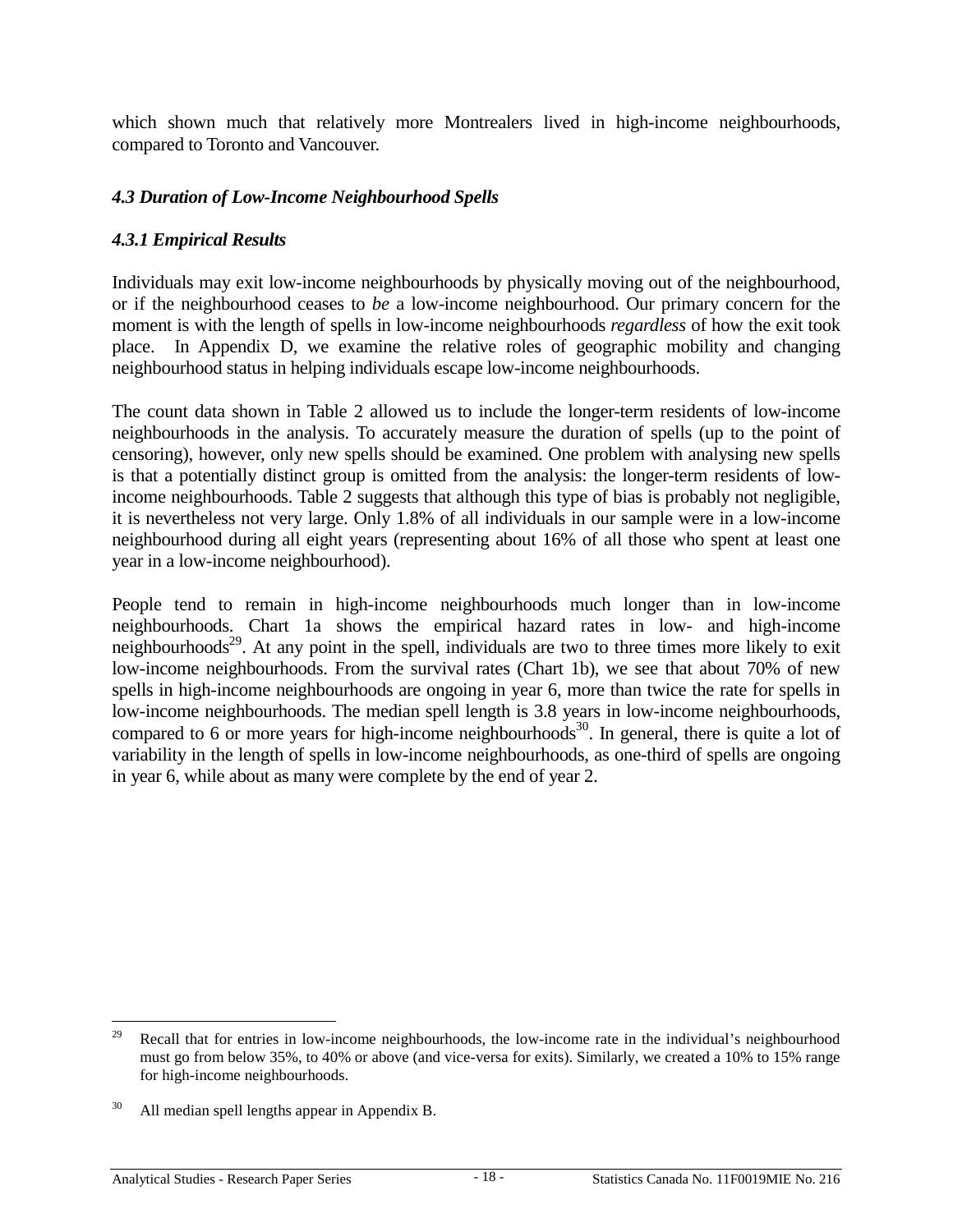which shown much that relatively more Montrealers lived in high-income neighbourhoods, compared to Toronto and Vancouver.

### *4.3 Duration of Low-Income Neighbourhood Spells*

#### *4.3.1 Empirical Results*

Individuals may exit low-income neighbourhoods by physically moving out of the neighbourhood, or if the neighbourhood ceases to *be* a low-income neighbourhood. Our primary concern for the moment is with the length of spells in low-income neighbourhoods *regardless* of how the exit took place. In Appendix D, we examine the relative roles of geographic mobility and changing neighbourhood status in helping individuals escape low-income neighbourhoods.

The count data shown in Table 2 allowed us to include the longer-term residents of low-income neighbourhoods in the analysis. To accurately measure the duration of spells (up to the point of censoring), however, only new spells should be examined. One problem with analysing new spells is that a potentially distinct group is omitted from the analysis: the longer-term residents of low-income neighbourhoods. Table 2 suggests that although this type of bias is probably not negligible, it is nevertheless not very large. Only 1.8% of all individuals in our sample were in a low-income neighbourhood during all eight years (representing about 16% of all those who spent at least one year in a low-income neighbourhood).

People tend to remain in high-income neighbourhoods much longer than in low-income neighbourhoods. Chart 1a shows the empirical hazard rates in low- and high-income neighbourhoods[29]. At any point in the spell, individuals are two to three times more likely to exit low-income neighbourhoods. From the survival rates (Chart 1b), we see that about 70% of new spells in high-income neighbourhoods are ongoing in year 6, more than twice the rate for spells in low-income neighbourhoods. The median spell length is 3.8 years in low-income neighbourhoods, compared to 6 or more years for high-income neighbourhoods[30]. In general, there is quite a lot of variability in the length of spells in low-income neighbourhoods, as one-third of spells are ongoing in year 6, while about as many were complete by the end of year 2.

---

[29] Recall that for entries in low-income neighbourhoods, the low-income rate in the individual's neighbourhood must go from below 35%, to 40% or above (and vice-versa for exits). Similarly, we created a 10% to 15% range for high-income neighbourhoods.

[30] All median spell lengths appear in Appendix B.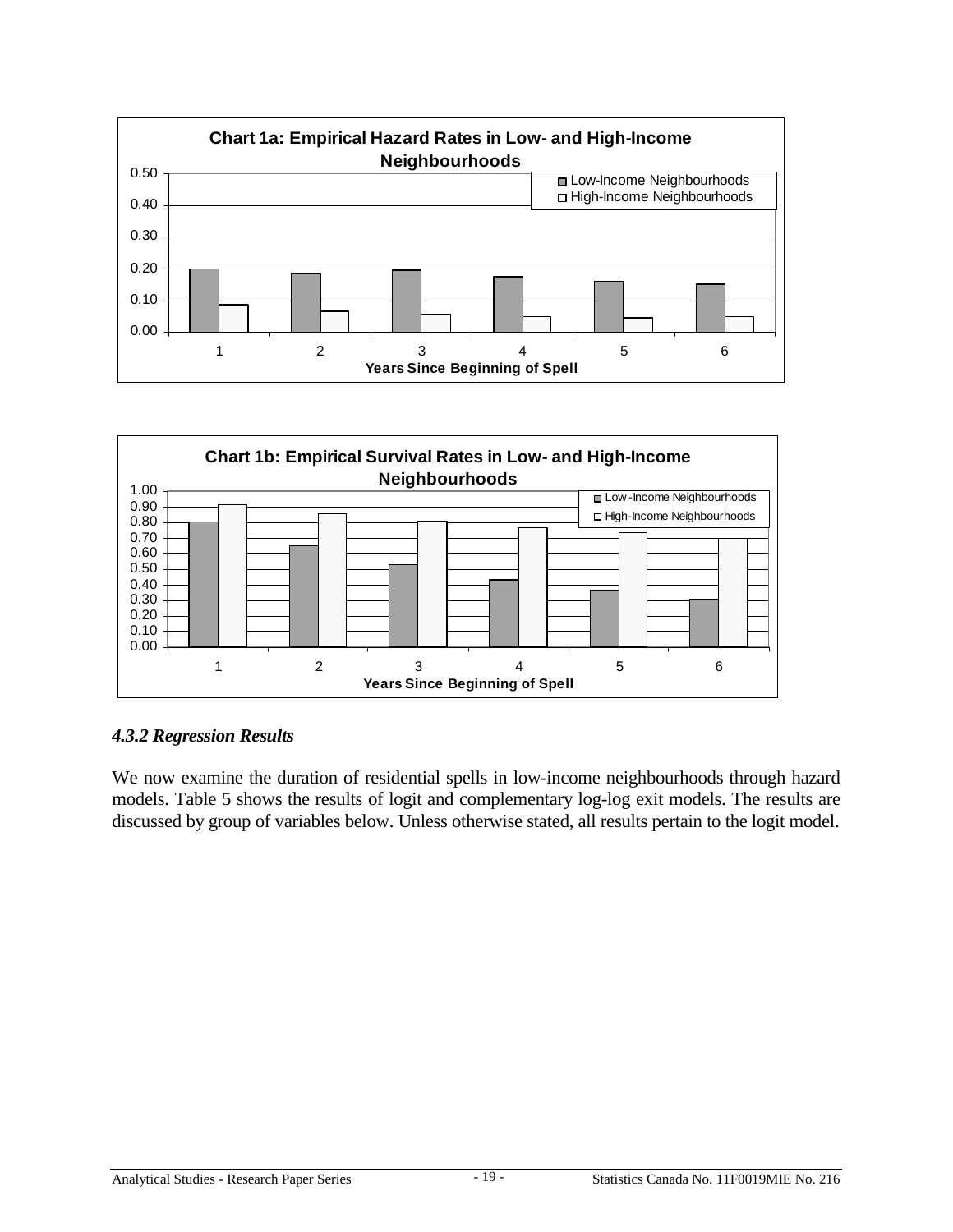**Chart 1a: Empirical Hazard Rates in Low- and High-Income Neighbourhoods**

**Chart 1b: Empirical Survival Rates in Low- and High-Income Neighbourhoods**

### *4.3.2 Regression Results*

We now examine the duration of residential spells in low-income neighbourhoods through hazard models. Table 5 shows the results of logit and complementary log-log exit models. The results are discussed by group of variables below. Unless otherwise stated, all results pertain to the logit model.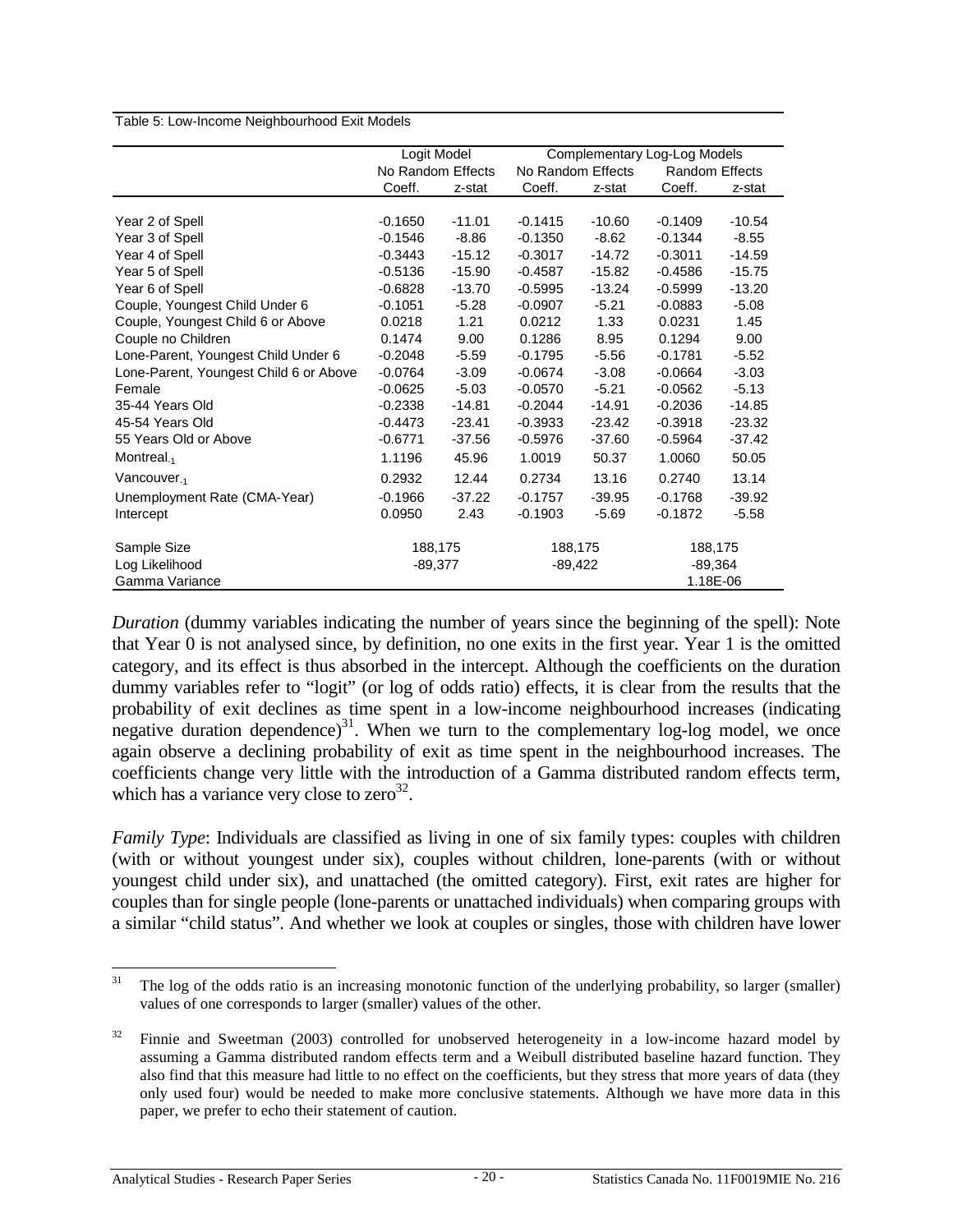Table 5: Low-Income Neighbourhood Exit Models

| | Logit Model | | Complementary Log-Log Models | | | |
|---|---|---|---|---|---|---|
| | No Random Effects | | No Random Effects | | Random Effects | |
| | Coeff. | z-stat | Coeff. | z-stat | Coeff. | z-stat |
| Year 2 of Spell | -0.1650 | -11.01 | -0.1415 | -10.60 | -0.1409 | -10.54 |
| Year 3 of Spell | -0.1546 | -8.86 | -0.1350 | -8.62 | -0.1344 | -8.55 |
| Year 4 of Spell | -0.3443 | -15.12 | -0.3017 | -14.72 | -0.3011 | -14.59 |
| Year 5 of Spell | -0.5136 | -15.90 | -0.4587 | -15.82 | -0.4586 | -15.75 |
| Year 6 of Spell | -0.6828 | -13.70 | -0.5995 | -13.24 | -0.5999 | -13.20 |
| Couple, Youngest Child Under 6 | -0.1051 | -5.28 | -0.0907 | -5.21 | -0.0883 | -5.08 |
| Couple, Youngest Child 6 or Above | 0.0218 | 1.21 | 0.0212 | 1.33 | 0.0231 | 1.45 |
| Couple no Children | 0.1474 | 9.00 | 0.1286 | 8.95 | 0.1294 | 9.00 |
| Lone-Parent, Youngest Child Under 6 | -0.2048 | -5.59 | -0.1795 | -5.56 | -0.1781 | -5.52 |
| Lone-Parent, Youngest Child 6 or Above | -0.0764 | -3.09 | -0.0674 | -3.08 | -0.0664 | -3.03 |
| Female | -0.0625 | -5.03 | -0.0570 | -5.21 | -0.0562 | -5.13 |
| 35-44 Years Old | -0.2338 | -14.81 | -0.2044 | -14.91 | -0.2036 | -14.85 |
| 45-54 Years Old | -0.4473 | -23.41 | -0.3933 | -23.42 | -0.3918 | -23.32 |
| 55 Years Old or Above | -0.6771 | -37.56 | -0.5976 | -37.60 | -0.5964 | -37.42 |
| $\text{Montreal}_{-1}$ | 1.1196 | 45.96 | 1.0019 | 50.37 | 1.0060 | 50.05 |
| $\text{Vancouver}_{-1}$ | 0.2932 | 12.44 | 0.2734 | 13.16 | 0.2740 | 13.14 |
| Unemployment Rate (CMA-Year) | -0.1966 | -37.22 | -0.1757 | -39.95 | -0.1768 | -39.92 |
| Intercept | 0.0950 | 2.43 | -0.1903 | -5.69 | -0.1872 | -5.58 |
| Sample Size | 188,175 | | 188,175 | | 188,175 | |
| Log Likelihood | -89,377 | | -89,422 | | -89,364 | |
| Gamma Variance | | | | | 1.18E-06 | |

*Duration* (dummy variables indicating the number of years since the beginning of the spell): Note that Year 0 is not analysed since, by definition, no one exits in the first year. Year 1 is the omitted category, and its effect is thus absorbed in the intercept. Although the coefficients on the duration dummy variables refer to "logit" (or log of odds ratio) effects, it is clear from the results that the probability of exit declines as time spent in a low-income neighbourhood increases (indicating negative duration dependence)[31]. When we turn to the complementary log-log model, we once again observe a declining probability of exit as time spent in the neighbourhood increases. The coefficients change very little with the introduction of a Gamma distributed random effects term, which has a variance very close to zero[32].

*Family Type*: Individuals are classified as living in one of six family types: couples with children (with or without youngest under six), couples without children, lone-parents (with or without youngest child under six), and unattached (the omitted category). First, exit rates are higher for couples than for single people (lone-parents or unattached individuals) when comparing groups with a similar "child status". And whether we look at couples or singles, those with children have lower

[31] The log of the odds ratio is an increasing monotonic function of the underlying probability, so larger (smaller) values of one corresponds to larger (smaller) values of the other.

[32] Finnie and Sweetman (2003) controlled for unobserved heterogeneity in a low-income hazard model by assuming a Gamma distributed random effects term and a Weibull distributed baseline hazard function. They also find that this measure had little to no effect on the coefficients, but they stress that more years of data (they only used four) would be needed to make more conclusive statements. Although we have more data in this paper, we prefer to echo their statement of caution.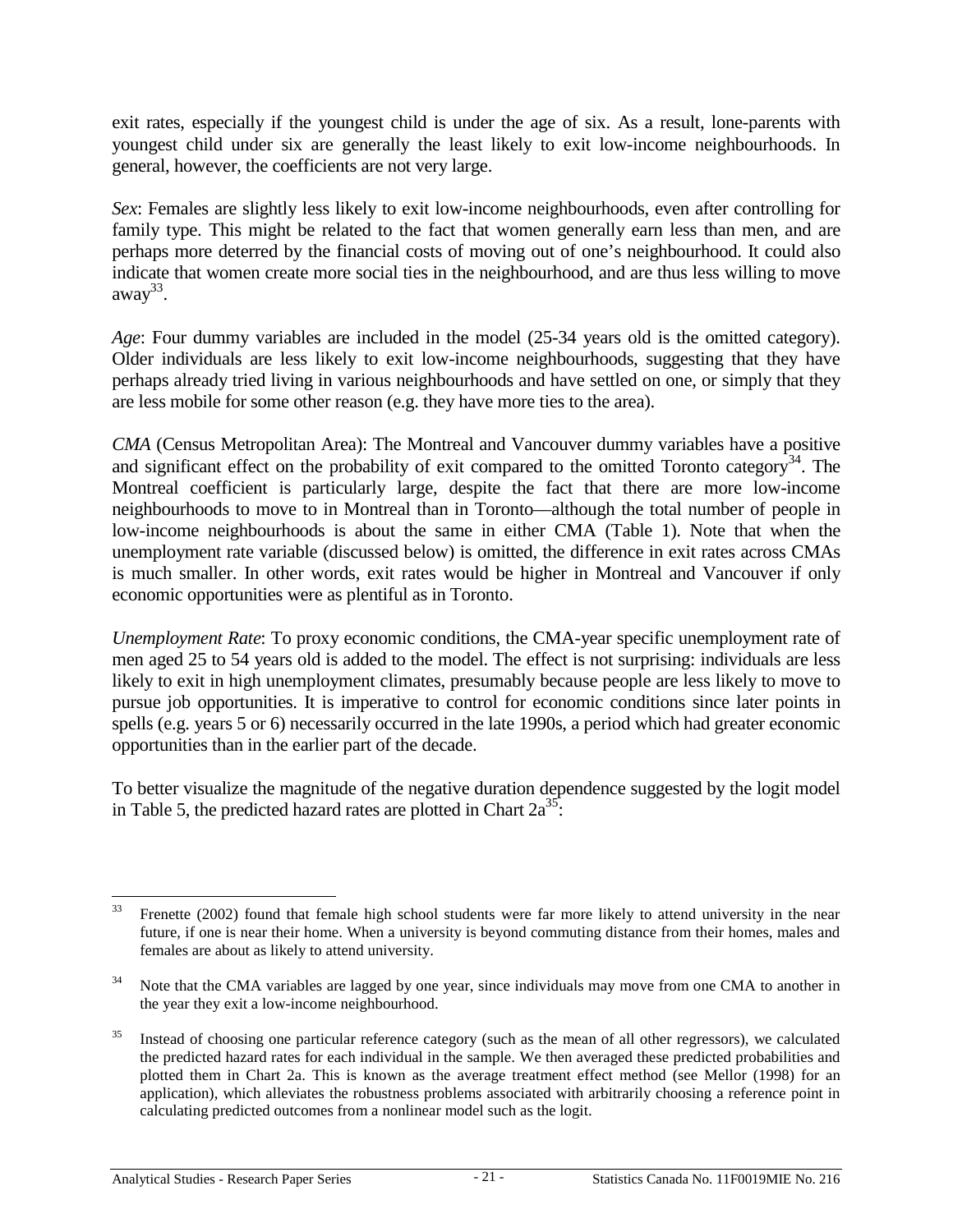exit rates, especially if the youngest child is under the age of six. As a result, lone-parents with youngest child under six are generally the least likely to exit low-income neighbourhoods. In general, however, the coefficients are not very large.

*Sex*: Females are slightly less likely to exit low-income neighbourhoods, even after controlling for family type. This might be related to the fact that women generally earn less than men, and are perhaps more deterred by the financial costs of moving out of one's neighbourhood. It could also indicate that women create more social ties in the neighbourhood, and are thus less willing to move away[33].

*Age*: Four dummy variables are included in the model (25-34 years old is the omitted category). Older individuals are less likely to exit low-income neighbourhoods, suggesting that they have perhaps already tried living in various neighbourhoods and have settled on one, or simply that they are less mobile for some other reason (e.g. they have more ties to the area).

*CMA* (Census Metropolitan Area): The Montreal and Vancouver dummy variables have a positive and significant effect on the probability of exit compared to the omitted Toronto category[34]. The Montreal coefficient is particularly large, despite the fact that there are more low-income neighbourhoods to move to in Montreal than in Toronto—although the total number of people in low-income neighbourhoods is about the same in either CMA (Table 1). Note that when the unemployment rate variable (discussed below) is omitted, the difference in exit rates across CMAs is much smaller. In other words, exit rates would be higher in Montreal and Vancouver if only economic opportunities were as plentiful as in Toronto.

*Unemployment Rate*: To proxy economic conditions, the CMA-year specific unemployment rate of men aged 25 to 54 years old is added to the model. The effect is not surprising: individuals are less likely to exit in high unemployment climates, presumably because people are less likely to move to pursue job opportunities. It is imperative to control for economic conditions since later points in spells (e.g. years 5 or 6) necessarily occurred in the late 1990s, a period which had greater economic opportunities than in the earlier part of the decade.

To better visualize the magnitude of the negative duration dependence suggested by the logit model in Table 5, the predicted hazard rates are plotted in Chart 2a[35]:

---

[33] Frenette (2002) found that female high school students were far more likely to attend university in the near future, if one is near their home. When a university is beyond commuting distance from their homes, males and females are about as likely to attend university.

[34] Note that the CMA variables are lagged by one year, since individuals may move from one CMA to another in the year they exit a low-income neighbourhood.

[35] Instead of choosing one particular reference category (such as the mean of all other regressors), we calculated the predicted hazard rates for each individual in the sample. We then averaged these predicted probabilities and plotted them in Chart 2a. This is known as the average treatment effect method (see Mellor (1998) for an application), which alleviates the robustness problems associated with arbitrarily choosing a reference point in calculating predicted outcomes from a nonlinear model such as the logit.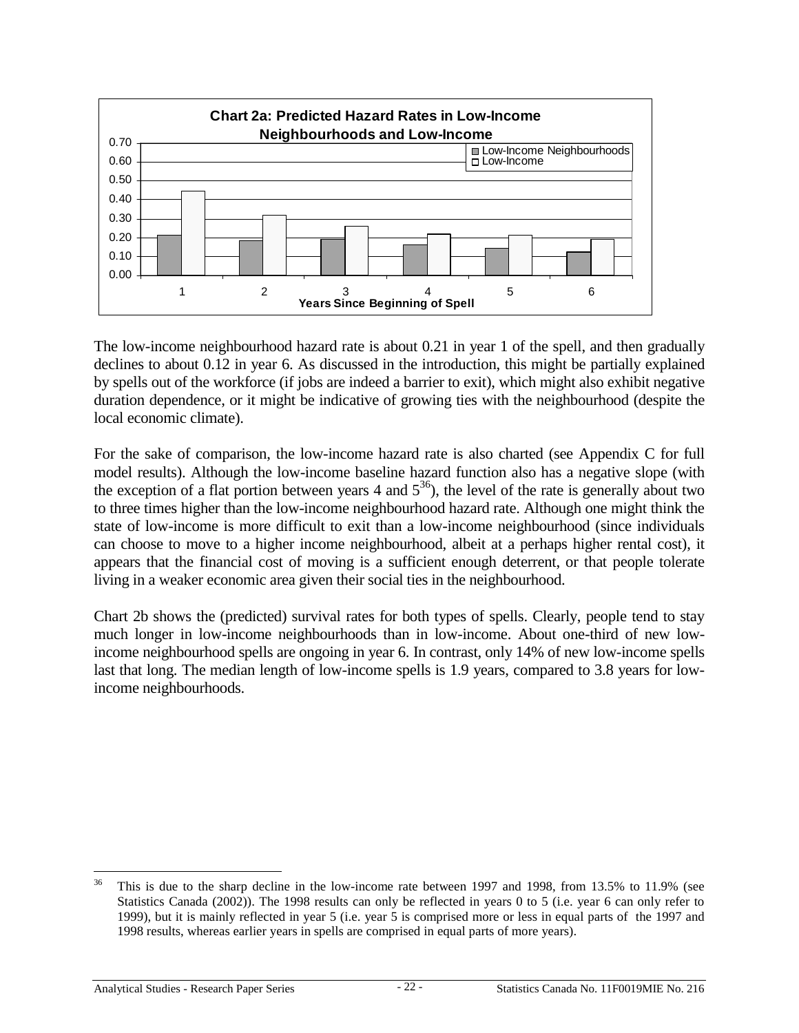**Chart 2a: Predicted Hazard Rates in Low-Income Neighbourhoods and Low-Income**

| Years Since Beginning of Spell | Low-Income Neighbourhoods | Low-Income |
|---|---|---|
| 1 | 0.21 | 0.44 |
| 2 | 0.18 | 0.32 |
| 3 | 0.19 | 0.26 |
| 4 | 0.16 | 0.22 |
| 5 | 0.14 | 0.21 |
| 6 | 0.12 | 0.19 |

The low-income neighbourhood hazard rate is about 0.21 in year 1 of the spell, and then gradually declines to about 0.12 in year 6. As discussed in the introduction, this might be partially explained by spells out of the workforce (if jobs are indeed a barrier to exit), which might also exhibit negative duration dependence, or it might be indicative of growing ties with the neighbourhood (despite the local economic climate).

For the sake of comparison, the low-income hazard rate is also charted (see Appendix C for full model results). Although the low-income baseline hazard function also has a negative slope (with the exception of a flat portion between years 4 and 5[36]), the level of the rate is generally about two to three times higher than the low-income neighbourhood hazard rate. Although one might think the state of low-income is more difficult to exit than a low-income neighbourhood (since individuals can choose to move to a higher income neighbourhood, albeit at a perhaps higher rental cost), it appears that the financial cost of moving is a sufficient enough deterrent, or that people tolerate living in a weaker economic area given their social ties in the neighbourhood.

Chart 2b shows the (predicted) survival rates for both types of spells. Clearly, people tend to stay much longer in low-income neighbourhoods than in low-income. About one-third of new low-income neighbourhood spells are ongoing in year 6. In contrast, only 14% of new low-income spells last that long. The median length of low-income spells is 1.9 years, compared to 3.8 years for low-income neighbourhoods.

---

[36] This is due to the sharp decline in the low-income rate between 1997 and 1998, from 13.5% to 11.9% (see Statistics Canada (2002)). The 1998 results can only be reflected in years 0 to 5 (i.e. year 6 can only refer to 1999), but it is mainly reflected in year 5 (i.e. year 5 is comprised more or less in equal parts of the 1997 and 1998 results, whereas earlier years in spells are comprised in equal parts of more years).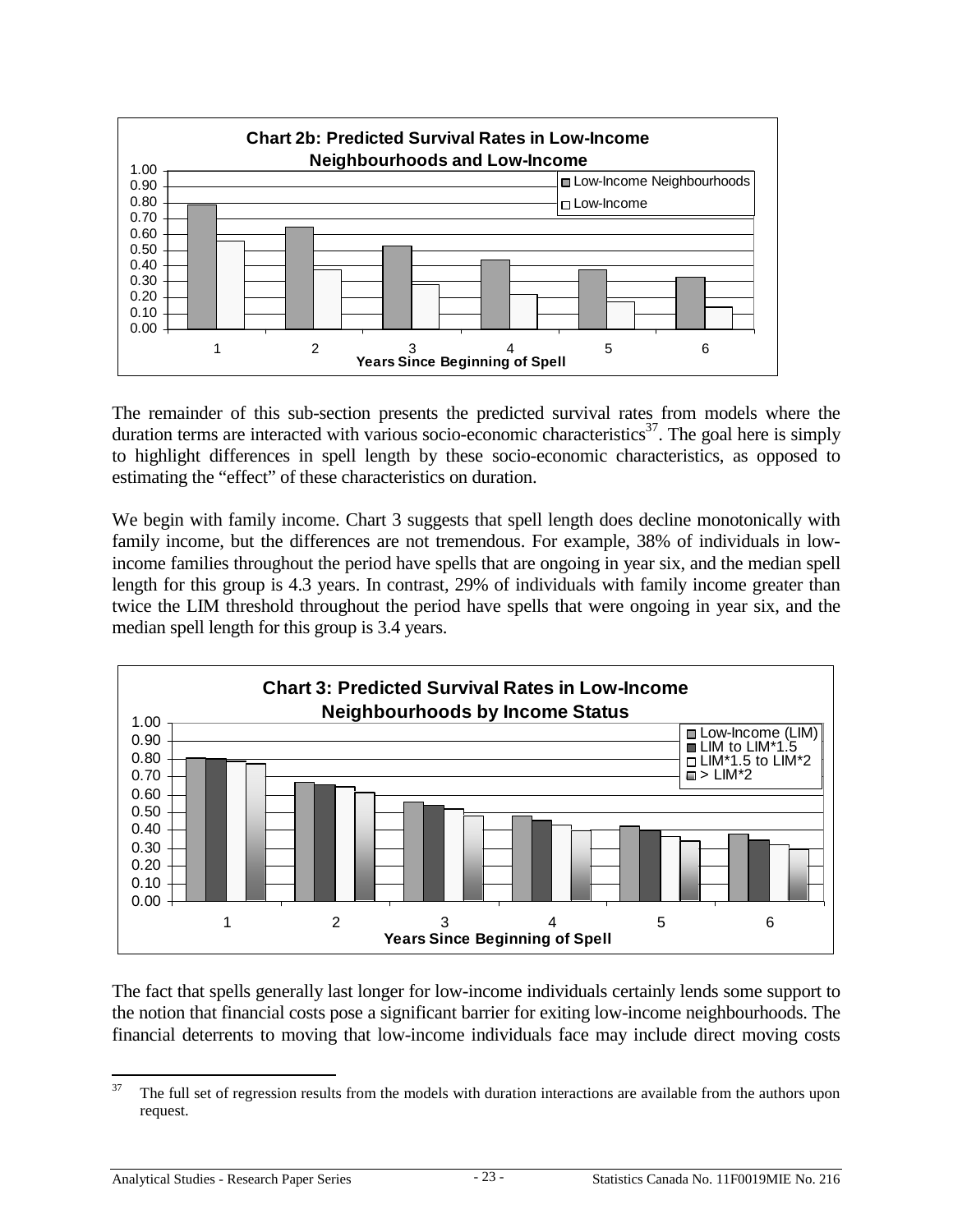**Chart 2b: Predicted Survival Rates in Low-Income Neighbourhoods and Low-Income**

The remainder of this sub-section presents the predicted survival rates from models where the duration terms are interacted with various socio-economic characteristics[37]. The goal here is simply to highlight differences in spell length by these socio-economic characteristics, as opposed to estimating the "effect" of these characteristics on duration.

We begin with family income. Chart 3 suggests that spell length does decline monotonically with family income, but the differences are not tremendous. For example, 38% of individuals in low-income families throughout the period have spells that are ongoing in year six, and the median spell length for this group is 4.3 years. In contrast, 29% of individuals with family income greater than twice the LIM threshold throughout the period have spells that were ongoing in year six, and the median spell length for this group is 3.4 years.

**Chart 3: Predicted Survival Rates in Low-Income Neighbourhoods by Income Status**

The fact that spells generally last longer for low-income individuals certainly lends some support to the notion that financial costs pose a significant barrier for exiting low-income neighbourhoods. The financial deterrents to moving that low-income individuals face may include direct moving costs

[37] The full set of regression results from the models with duration interactions are available from the authors upon request.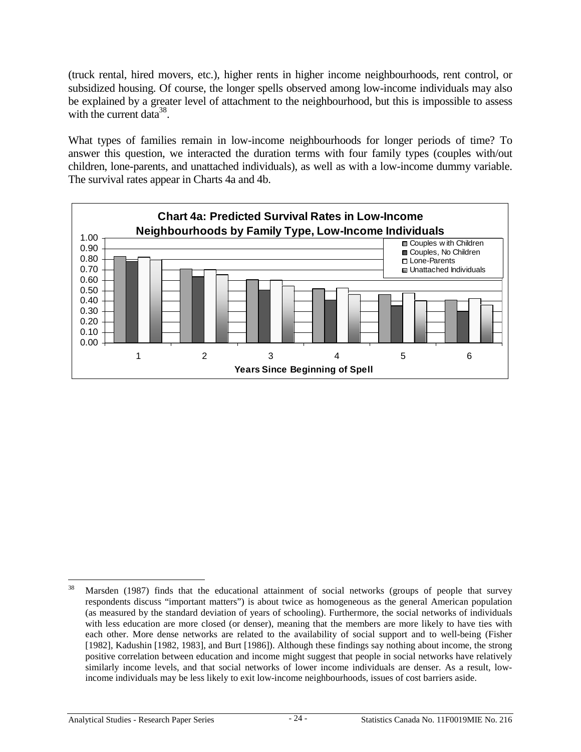(truck rental, hired movers, etc.), higher rents in higher income neighbourhoods, rent control, or subsidized housing. Of course, the longer spells observed among low-income individuals may also be explained by a greater level of attachment to the neighbourhood, but this is impossible to assess with the current data[38].

What types of families remain in low-income neighbourhoods for longer periods of time? To answer this question, we interacted the duration terms with four family types (couples with/out children, lone-parents, and unattached individuals), as well as with a low-income dummy variable. The survival rates appear in Charts 4a and 4b.

**Chart 4a: Predicted Survival Rates in Low-Income Neighbourhoods by Family Type, Low-Income Individuals**

| Years Since Beginning of Spell | Couples with Children | Couples, No Children | Lone-Parents | Unattached Individuals |
|---|---|---|---|---|
| 1 | 0.83 | 0.78 | 0.82 | 0.79 |
| 2 | 0.71 | 0.63 | 0.70 | 0.65 |
| 3 | 0.60 | 0.51 | 0.60 | 0.55 |
| 4 | 0.52 | 0.41 | 0.53 | 0.46 |
| 5 | 0.46 | 0.35 | 0.48 | 0.40 |
| 6 | 0.41 | 0.30 | 0.42 | 0.36 |

---

[38] Marsden (1987) finds that the educational attainment of social networks (groups of people that survey respondents discuss "important matters") is about twice as homogeneous as the general American population (as measured by the standard deviation of years of schooling). Furthermore, the social networks of individuals with less education are more closed (or denser), meaning that the members are more likely to have ties with each other. More dense networks are related to the availability of social support and to well-being (Fisher [1982], Kadushin [1982, 1983], and Burt [1986]). Although these findings say nothing about income, the strong positive correlation between education and income might suggest that people in social networks have relatively similarly income levels, and that social networks of lower income individuals are denser. As a result, low-income individuals may be less likely to exit low-income neighbourhoods, issues of cost barriers aside.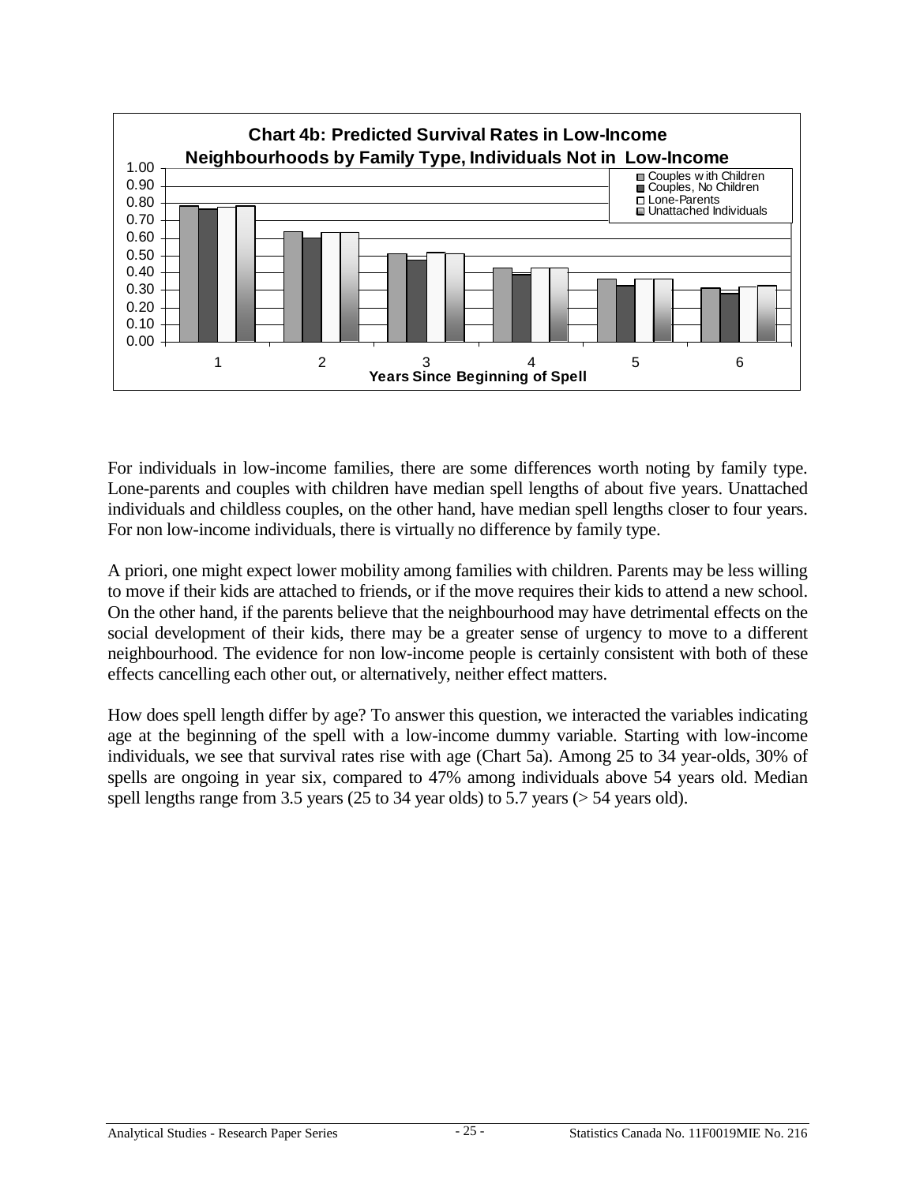**Chart 4b: Predicted Survival Rates in Low-Income Neighbourhoods by Family Type, Individuals Not in Low-Income**

For individuals in low-income families, there are some differences worth noting by family type. Lone-parents and couples with children have median spell lengths of about five years. Unattached individuals and childless couples, on the other hand, have median spell lengths closer to four years. For non low-income individuals, there is virtually no difference by family type.

A priori, one might expect lower mobility among families with children. Parents may be less willing to move if their kids are attached to friends, or if the move requires their kids to attend a new school. On the other hand, if the parents believe that the neighbourhood may have detrimental effects on the social development of their kids, there may be a greater sense of urgency to move to a different neighbourhood. The evidence for non low-income people is certainly consistent with both of these effects cancelling each other out, or alternatively, neither effect matters.

How does spell length differ by age? To answer this question, we interacted the variables indicating age at the beginning of the spell with a low-income dummy variable. Starting with low-income individuals, we see that survival rates rise with age (Chart 5a). Among 25 to 34 year-olds, 30% of spells are ongoing in year six, compared to 47% among individuals above 54 years old. Median spell lengths range from 3.5 years (25 to 34 year olds) to 5.7 years (> 54 years old).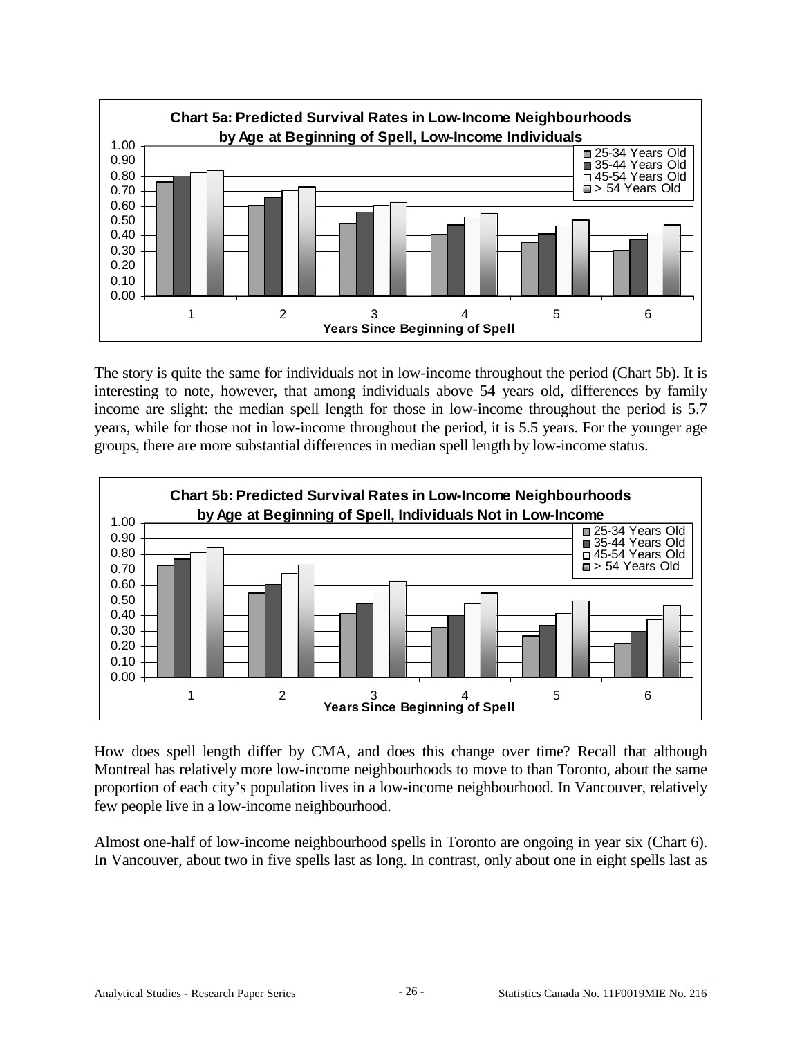**Chart 5a: Predicted Survival Rates in Low-Income Neighbourhoods by Age at Beginning of Spell, Low-Income Individuals**

The story is quite the same for individuals not in low-income throughout the period (Chart 5b). It is interesting to note, however, that among individuals above 54 years old, differences by family income are slight: the median spell length for those in low-income throughout the period is 5.7 years, while for those not in low-income throughout the period, it is 5.5 years. For the younger age groups, there are more substantial differences in median spell length by low-income status.

**Chart 5b: Predicted Survival Rates in Low-Income Neighbourhoods by Age at Beginning of Spell, Individuals Not in Low-Income**

How does spell length differ by CMA, and does this change over time? Recall that although Montreal has relatively more low-income neighbourhoods to move to than Toronto, about the same proportion of each city's population lives in a low-income neighbourhood. In Vancouver, relatively few people live in a low-income neighbourhood.

Almost one-half of low-income neighbourhood spells in Toronto are ongoing in year six (Chart 6). In Vancouver, about two in five spells last as long. In contrast, only about one in eight spells last as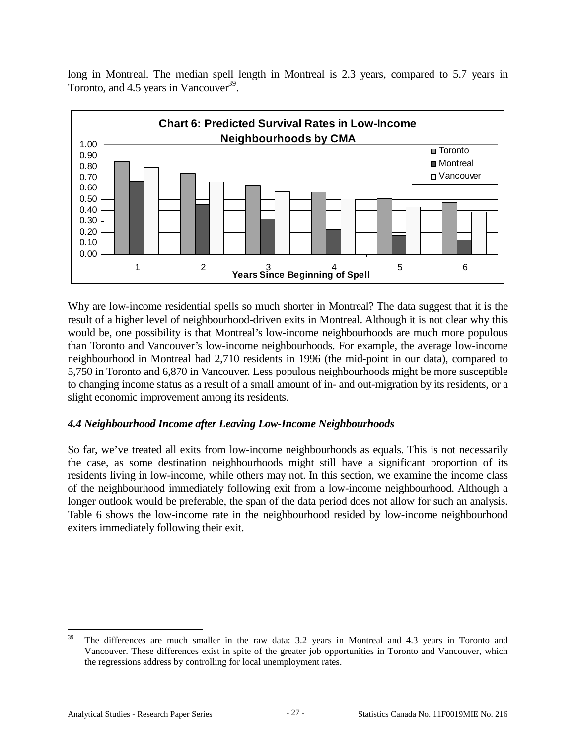long in Montreal. The median spell length in Montreal is 2.3 years, compared to 5.7 years in Toronto, and 4.5 years in Vancouver[39].

**Chart 6: Predicted Survival Rates in Low-Income Neighbourhoods by CMA**

Why are low-income residential spells so much shorter in Montreal? The data suggest that it is the result of a higher level of neighbourhood-driven exits in Montreal. Although it is not clear why this would be, one possibility is that Montreal's low-income neighbourhoods are much more populous than Toronto and Vancouver's low-income neighbourhoods. For example, the average low-income neighbourhood in Montreal had 2,710 residents in 1996 (the mid-point in our data), compared to 5,750 in Toronto and 6,870 in Vancouver. Less populous neighbourhoods might be more susceptible to changing income status as a result of a small amount of in- and out-migration by its residents, or a slight economic improvement among its residents.

### *4.4 Neighbourhood Income after Leaving Low-Income Neighbourhoods*

So far, we've treated all exits from low-income neighbourhoods as equals. This is not necessarily the case, as some destination neighbourhoods might still have a significant proportion of its residents living in low-income, while others may not. In this section, we examine the income class of the neighbourhood immediately following exit from a low-income neighbourhood. Although a longer outlook would be preferable, the span of the data period does not allow for such an analysis. Table 6 shows the low-income rate in the neighbourhood resided by low-income neighbourhood exiters immediately following their exit.

---

[39] The differences are much smaller in the raw data: 3.2 years in Montreal and 4.3 years in Toronto and Vancouver. These differences exist in spite of the greater job opportunities in Toronto and Vancouver, which the regressions address by controlling for local unemployment rates.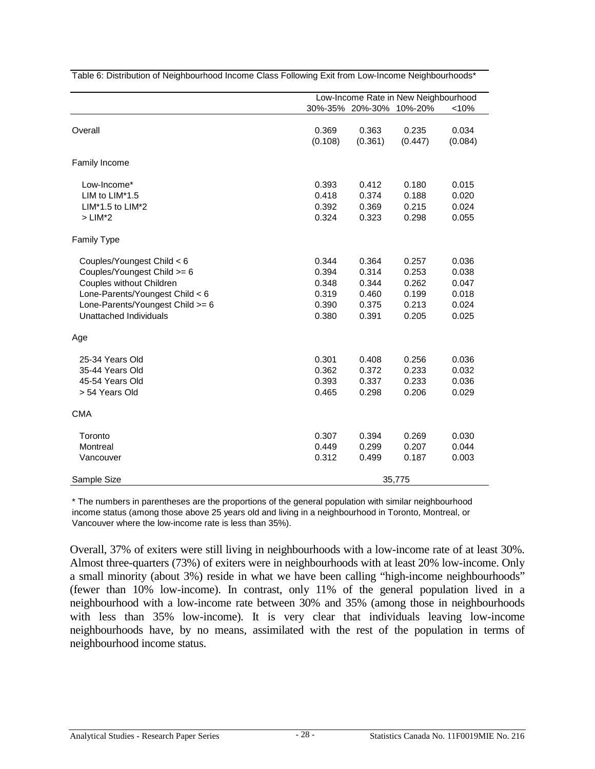Table 6: Distribution of Neighbourhood Income Class Following Exit from Low-Income Neighbourhoods*

| | Low-Income Rate in New Neighbourhood | | | |
|---|---|---|---|---|
| | 30%-35% | 20%-30% | 10%-20% | <10% |
| Overall | 0.369<br>(0.108) | 0.363<br>(0.361) | 0.235<br>(0.447) | 0.034<br>(0.084) |
| Family Income | | | | |
| Low-Income* | 0.393 | 0.412 | 0.180 | 0.015 |
| LIM to LIM*1.5 | 0.418 | 0.374 | 0.188 | 0.020 |
| LIM*1.5 to LIM*2 | 0.392 | 0.369 | 0.215 | 0.024 |
| > LIM*2 | 0.324 | 0.323 | 0.298 | 0.055 |
| Family Type | | | | |
| Couples/Youngest Child < 6 | 0.344 | 0.364 | 0.257 | 0.036 |
| Couples/Youngest Child >= 6 | 0.394 | 0.314 | 0.253 | 0.038 |
| Couples without Children | 0.348 | 0.344 | 0.262 | 0.047 |
| Lone-Parents/Youngest Child < 6 | 0.319 | 0.460 | 0.199 | 0.018 |
| Lone-Parents/Youngest Child >= 6 | 0.390 | 0.375 | 0.213 | 0.024 |
| Unattached Individuals | 0.380 | 0.391 | 0.205 | 0.025 |
| Age | | | | |
| 25-34 Years Old | 0.301 | 0.408 | 0.256 | 0.036 |
| 35-44 Years Old | 0.362 | 0.372 | 0.233 | 0.032 |
| 45-54 Years Old | 0.393 | 0.337 | 0.233 | 0.036 |
| > 54 Years Old | 0.465 | 0.298 | 0.206 | 0.029 |
| CMA | | | | |
| Toronto | 0.307 | 0.394 | 0.269 | 0.030 |
| Montreal | 0.449 | 0.299 | 0.207 | 0.044 |
| Vancouver | 0.312 | 0.499 | 0.187 | 0.003 |
| Sample Size | 35,775 | | | |

\* The numbers in parentheses are the proportions of the general population with similar neighbourhood income status (among those above 25 years old and living in a neighbourhood in Toronto, Montreal, or Vancouver where the low-income rate is less than 35%).

Overall, 37% of exiters were still living in neighbourhoods with a low-income rate of at least 30%. Almost three-quarters (73%) of exiters were in neighbourhoods with at least 20% low-income. Only a small minority (about 3%) reside in what we have been calling "high-income neighbourhoods" (fewer than 10% low-income). In contrast, only 11% of the general population lived in a neighbourhood with a low-income rate between 30% and 35% (among those in neighbourhoods with less than 35% low-income). It is very clear that individuals leaving low-income neighbourhoods have, by no means, assimilated with the rest of the population in terms of neighbourhood income status.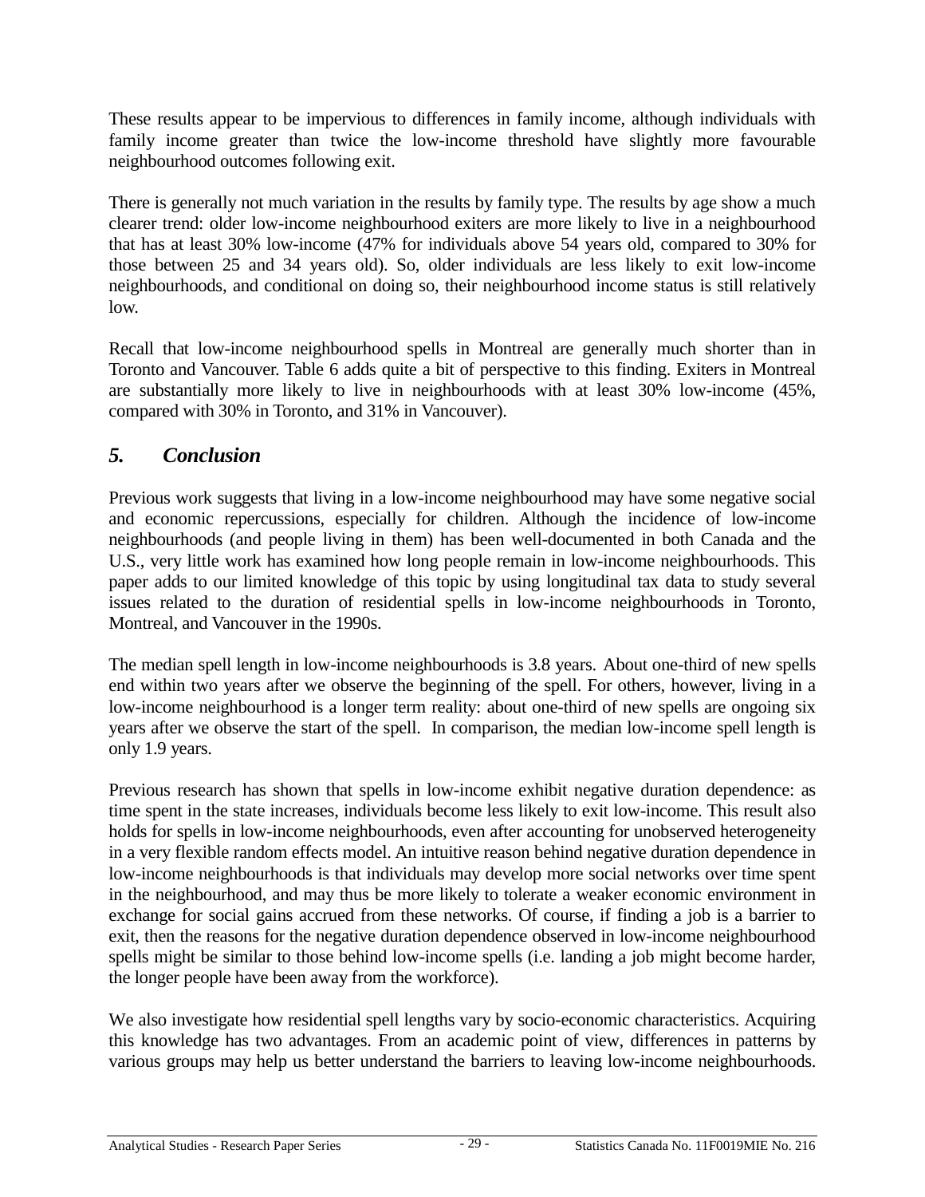These results appear to be impervious to differences in family income, although individuals with family income greater than twice the low-income threshold have slightly more favourable neighbourhood outcomes following exit.

There is generally not much variation in the results by family type. The results by age show a much clearer trend: older low-income neighbourhood exiters are more likely to live in a neighbourhood that has at least 30% low-income (47% for individuals above 54 years old, compared to 30% for those between 25 and 34 years old). So, older individuals are less likely to exit low-income neighbourhoods, and conditional on doing so, their neighbourhood income status is still relatively low.

Recall that low-income neighbourhood spells in Montreal are generally much shorter than in Toronto and Vancouver. Table 6 adds quite a bit of perspective to this finding. Exiters in Montreal are substantially more likely to live in neighbourhoods with at least 30% low-income (45%, compared with 30% in Toronto, and 31% in Vancouver).

## *5. Conclusion*

Previous work suggests that living in a low-income neighbourhood may have some negative social and economic repercussions, especially for children. Although the incidence of low-income neighbourhoods (and people living in them) has been well-documented in both Canada and the U.S., very little work has examined how long people remain in low-income neighbourhoods. This paper adds to our limited knowledge of this topic by using longitudinal tax data to study several issues related to the duration of residential spells in low-income neighbourhoods in Toronto, Montreal, and Vancouver in the 1990s.

The median spell length in low-income neighbourhoods is 3.8 years. About one-third of new spells end within two years after we observe the beginning of the spell. For others, however, living in a low-income neighbourhood is a longer term reality: about one-third of new spells are ongoing six years after we observe the start of the spell. In comparison, the median low-income spell length is only 1.9 years.

Previous research has shown that spells in low-income exhibit negative duration dependence: as time spent in the state increases, individuals become less likely to exit low-income. This result also holds for spells in low-income neighbourhoods, even after accounting for unobserved heterogeneity in a very flexible random effects model. An intuitive reason behind negative duration dependence in low-income neighbourhoods is that individuals may develop more social networks over time spent in the neighbourhood, and may thus be more likely to tolerate a weaker economic environment in exchange for social gains accrued from these networks. Of course, if finding a job is a barrier to exit, then the reasons for the negative duration dependence observed in low-income neighbourhood spells might be similar to those behind low-income spells (i.e. landing a job might become harder, the longer people have been away from the workforce).

We also investigate how residential spell lengths vary by socio-economic characteristics. Acquiring this knowledge has two advantages. From an academic point of view, differences in patterns by various groups may help us better understand the barriers to leaving low-income neighbourhoods.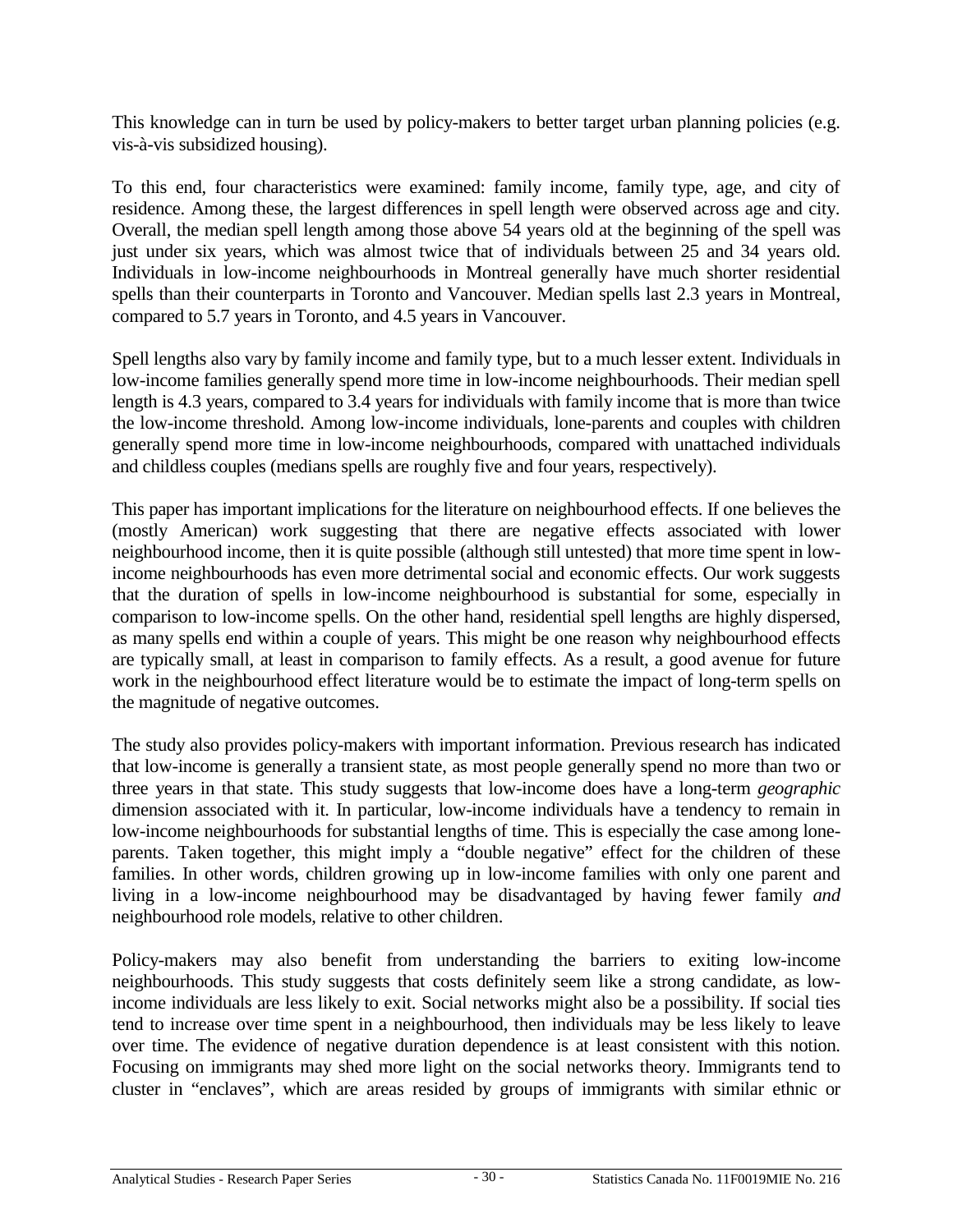This knowledge can in turn be used by policy-makers to better target urban planning policies (e.g. vis-à-vis subsidized housing).

To this end, four characteristics were examined: family income, family type, age, and city of residence. Among these, the largest differences in spell length were observed across age and city. Overall, the median spell length among those above 54 years old at the beginning of the spell was just under six years, which was almost twice that of individuals between 25 and 34 years old. Individuals in low-income neighbourhoods in Montreal generally have much shorter residential spells than their counterparts in Toronto and Vancouver. Median spells last 2.3 years in Montreal, compared to 5.7 years in Toronto, and 4.5 years in Vancouver.

Spell lengths also vary by family income and family type, but to a much lesser extent. Individuals in low-income families generally spend more time in low-income neighbourhoods. Their median spell length is 4.3 years, compared to 3.4 years for individuals with family income that is more than twice the low-income threshold. Among low-income individuals, lone-parents and couples with children generally spend more time in low-income neighbourhoods, compared with unattached individuals and childless couples (medians spells are roughly five and four years, respectively).

This paper has important implications for the literature on neighbourhood effects. If one believes the (mostly American) work suggesting that there are negative effects associated with lower neighbourhood income, then it is quite possible (although still untested) that more time spent in low-income neighbourhoods has even more detrimental social and economic effects. Our work suggests that the duration of spells in low-income neighbourhood is substantial for some, especially in comparison to low-income spells. On the other hand, residential spell lengths are highly dispersed, as many spells end within a couple of years. This might be one reason why neighbourhood effects are typically small, at least in comparison to family effects. As a result, a good avenue for future work in the neighbourhood effect literature would be to estimate the impact of long-term spells on the magnitude of negative outcomes.

The study also provides policy-makers with important information. Previous research has indicated that low-income is generally a transient state, as most people generally spend no more than two or three years in that state. This study suggests that low-income does have a long-term *geographic* dimension associated with it. In particular, low-income individuals have a tendency to remain in low-income neighbourhoods for substantial lengths of time. This is especially the case among lone-parents. Taken together, this might imply a "double negative" effect for the children of these families. In other words, children growing up in low-income families with only one parent and living in a low-income neighbourhood may be disadvantaged by having fewer family *and* neighbourhood role models, relative to other children.

Policy-makers may also benefit from understanding the barriers to exiting low-income neighbourhoods. This study suggests that costs definitely seem like a strong candidate, as low-income individuals are less likely to exit. Social networks might also be a possibility. If social ties tend to increase over time spent in a neighbourhood, then individuals may be less likely to leave over time. The evidence of negative duration dependence is at least consistent with this notion. Focusing on immigrants may shed more light on the social networks theory. Immigrants tend to cluster in "enclaves", which are areas resided by groups of immigrants with similar ethnic or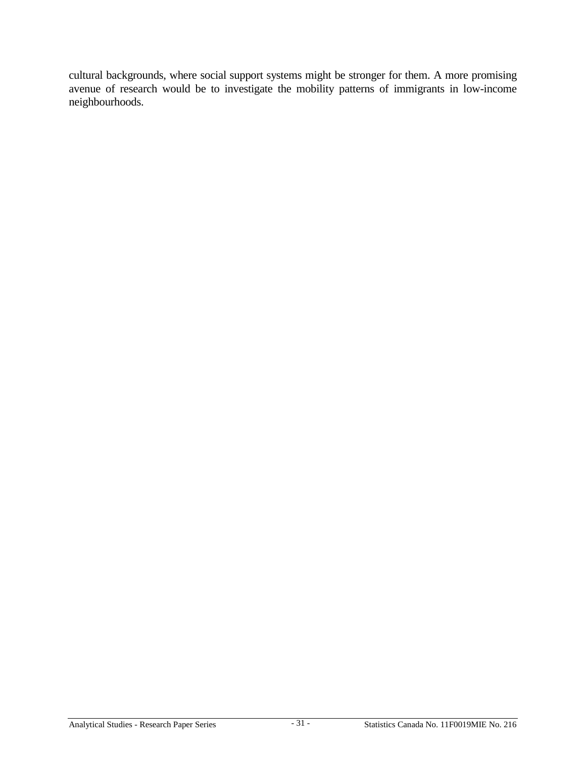cultural backgrounds, where social support systems might be stronger for them. A more promising avenue of research would be to investigate the mobility patterns of immigrants in low-income neighbourhoods.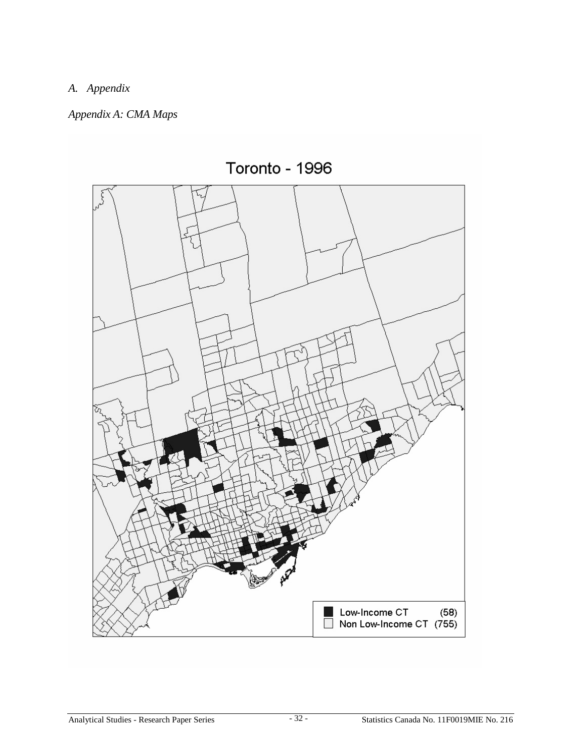*A. Appendix*

*Appendix A: CMA Maps*

Toronto - 1996

| | |
|---|---|
| Low-Income CT | (58) |
| Non Low-Income CT | (755) |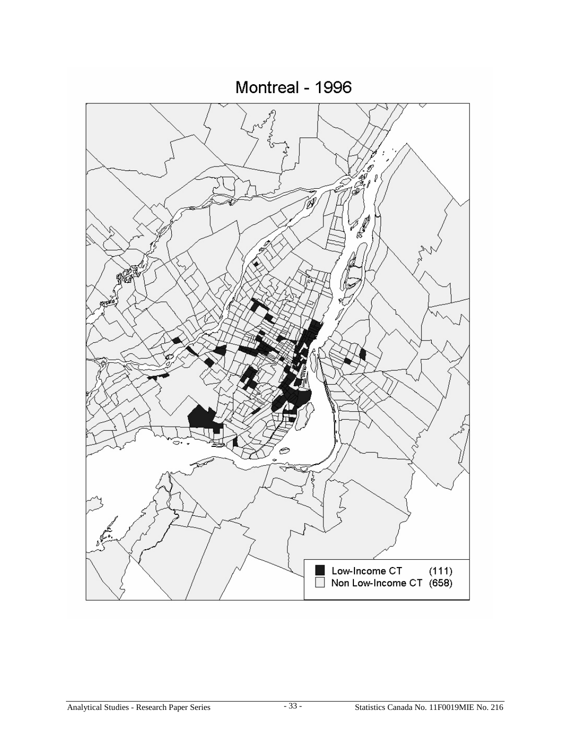## Montreal - 1996

Low-Income CT (111)

Non Low-Income CT (658)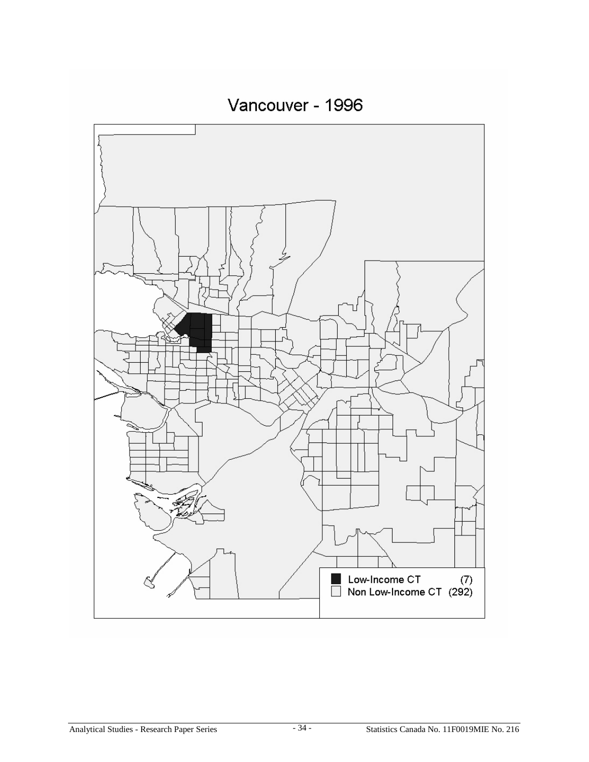Vancouver - 1996

Low-Income CT (7)
Non Low-Income CT (292)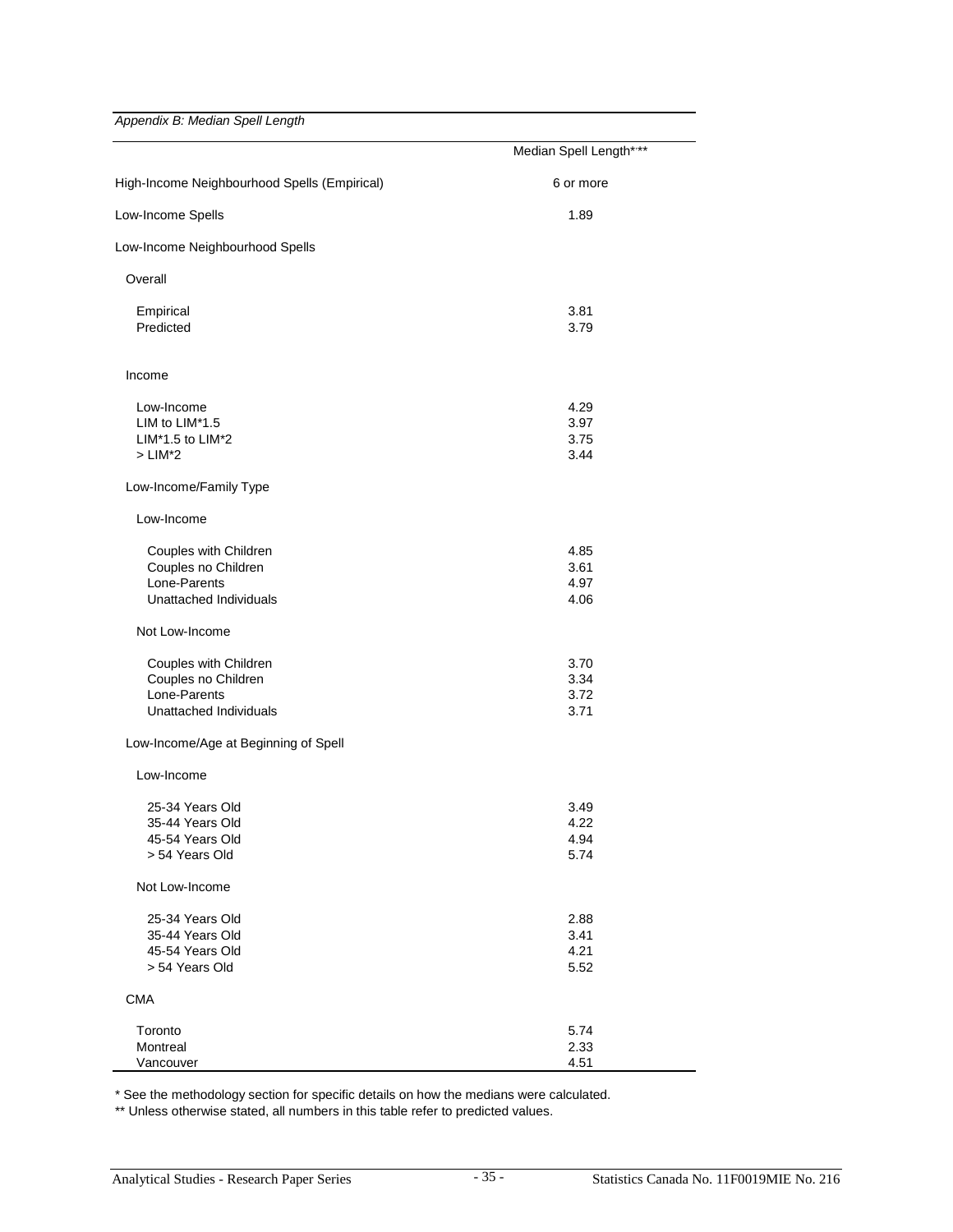*Appendix B: Median Spell Length*

| | Median Spell Length*,** |
|---|---|
| High-Income Neighbourhood Spells (Empirical) | 6 or more |
| Low-Income Spells | 1.89 |
| Low-Income Neighbourhood Spells | |
| Overall | |
| Empirical | 3.81 |
| Predicted | 3.79 |
| Income | |
| Low-Income | 4.29 |
| LIM to LIM*1.5 | 3.97 |
| LIM*1.5 to LIM*2 | 3.75 |
| > LIM*2 | 3.44 |
| Low-Income/Family Type | |
| Low-Income | |
| Couples with Children | 4.85 |
| Couples no Children | 3.61 |
| Lone-Parents | 4.97 |
| Unattached Individuals | 4.06 |
| Not Low-Income | |
| Couples with Children | 3.70 |
| Couples no Children | 3.34 |
| Lone-Parents | 3.72 |
| Unattached Individuals | 3.71 |
| Low-Income/Age at Beginning of Spell | |
| Low-Income | |
| 25-34 Years Old | 3.49 |
| 35-44 Years Old | 4.22 |
| 45-54 Years Old | 4.94 |
| > 54 Years Old | 5.74 |
| Not Low-Income | |
| 25-34 Years Old | 2.88 |
| 35-44 Years Old | 3.41 |
| 45-54 Years Old | 4.21 |
| > 54 Years Old | 5.52 |
| CMA | |
| Toronto | 5.74 |
| Montreal | 2.33 |
| Vancouver | 4.51 |

\* See the methodology section for specific details on how the medians were calculated.

\** Unless otherwise stated, all numbers in this table refer to predicted values.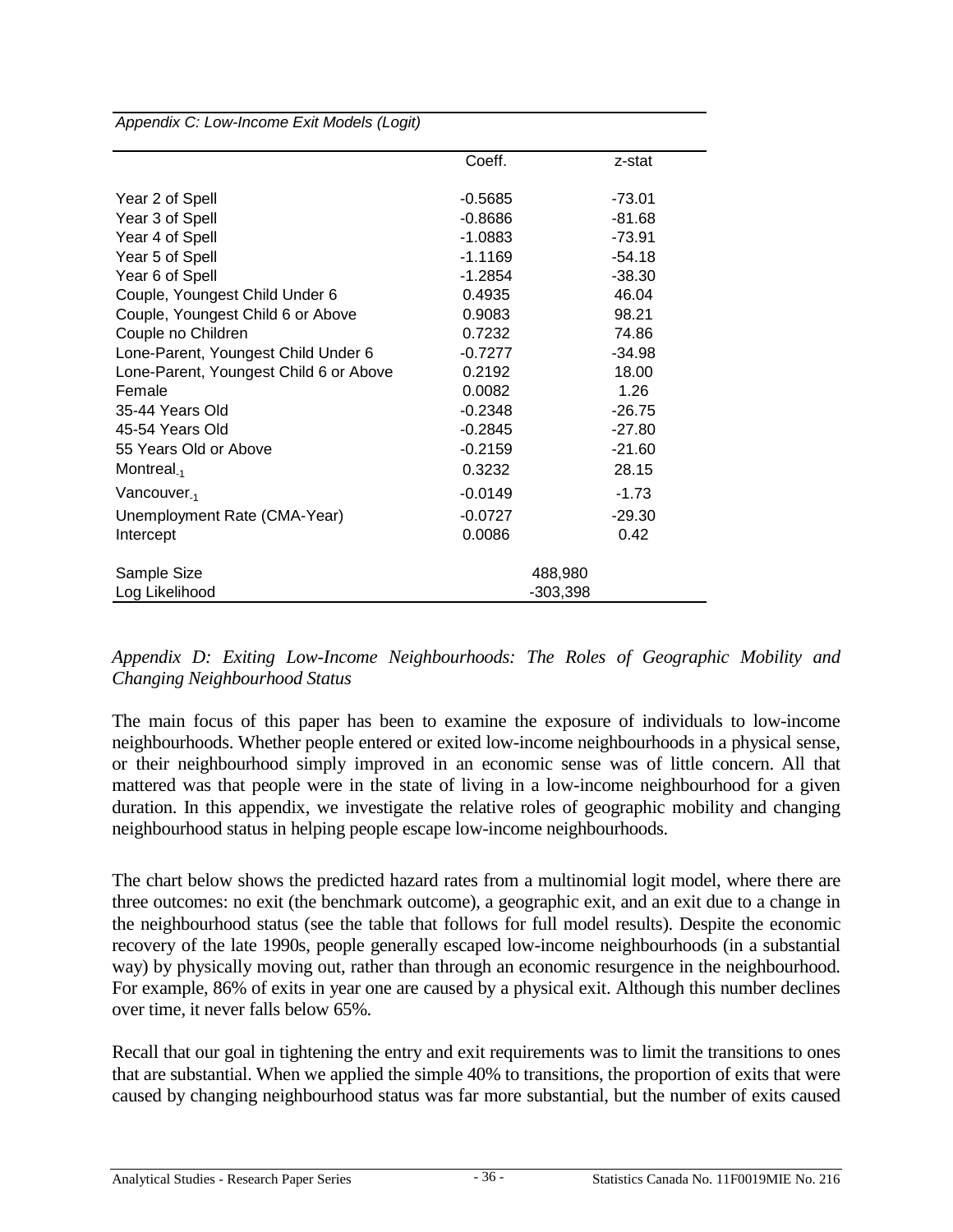*Appendix C: Low-Income Exit Models (Logit)*

| | Coeff. | z-stat |
|---|---|---|
| Year 2 of Spell | -0.5685 | -73.01 |
| Year 3 of Spell | -0.8686 | -81.68 |
| Year 4 of Spell | -1.0883 | -73.91 |
| Year 5 of Spell | -1.1169 | -54.18 |
| Year 6 of Spell | -1.2854 | -38.30 |
| Couple, Youngest Child Under 6 | 0.4935 | 46.04 |
| Couple, Youngest Child 6 or Above | 0.9083 | 98.21 |
| Couple no Children | 0.7232 | 74.86 |
| Lone-Parent, Youngest Child Under 6 | -0.7277 | -34.98 |
| Lone-Parent, Youngest Child 6 or Above | 0.2192 | 18.00 |
| Female | 0.0082 | 1.26 |
| 35-44 Years Old | -0.2348 | -26.75 |
| 45-54 Years Old | -0.2845 | -27.80 |
| 55 Years Old or Above | -0.2159 | -21.60 |
| $\text{Montreal}_{-1}$ | 0.3232 | 28.15 |
| $\text{Vancouver}_{-1}$ | -0.0149 | -1.73 |
| Unemployment Rate (CMA-Year) | -0.0727 | -29.30 |
| Intercept | 0.0086 | 0.42 |
| Sample Size | 488,980 | |
| Log Likelihood | -303,398 | |

*Appendix D: Exiting Low-Income Neighbourhoods: The Roles of Geographic Mobility and Changing Neighbourhood Status*

The main focus of this paper has been to examine the exposure of individuals to low-income neighbourhoods. Whether people entered or exited low-income neighbourhoods in a physical sense, or their neighbourhood simply improved in an economic sense was of little concern. All that mattered was that people were in the state of living in a low-income neighbourhood for a given duration. In this appendix, we investigate the relative roles of geographic mobility and changing neighbourhood status in helping people escape low-income neighbourhoods.

The chart below shows the predicted hazard rates from a multinomial logit model, where there are three outcomes: no exit (the benchmark outcome), a geographic exit, and an exit due to a change in the neighbourhood status (see the table that follows for full model results). Despite the economic recovery of the late 1990s, people generally escaped low-income neighbourhoods (in a substantial way) by physically moving out, rather than through an economic resurgence in the neighbourhood. For example, 86% of exits in year one are caused by a physical exit. Although this number declines over time, it never falls below 65%.

Recall that our goal in tightening the entry and exit requirements was to limit the transitions to ones that are substantial. When we applied the simple 40% to transitions, the proportion of exits that were caused by changing neighbourhood status was far more substantial, but the number of exits caused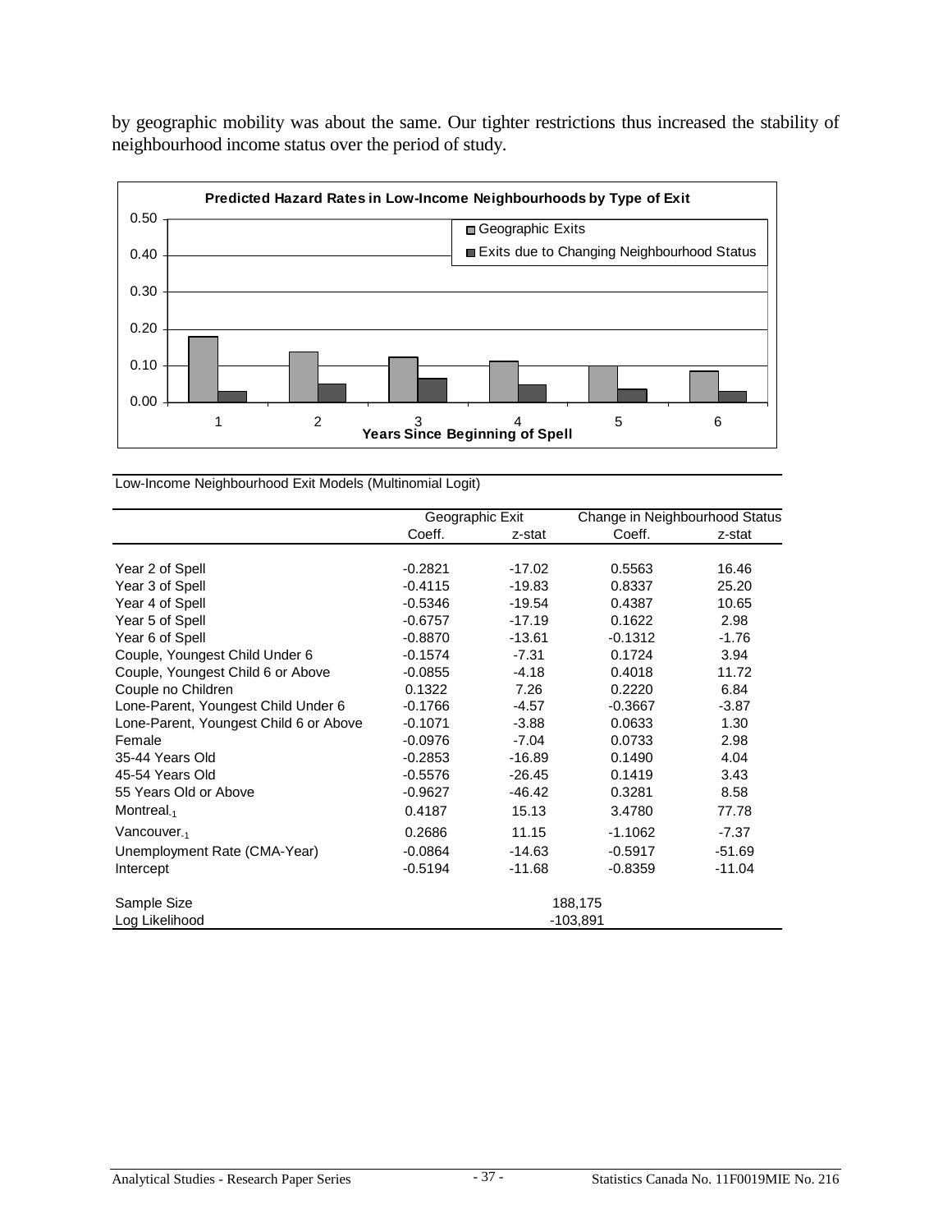by geographic mobility was about the same. Our tighter restrictions thus increased the stability of neighbourhood income status over the period of study.

**Predicted Hazard Rates in Low-Income Neighbourhoods by Type of Exit**

Low-Income Neighbourhood Exit Models (Multinomial Logit)

| | Geographic Exit | | Change in Neighbourhood Status | |
|---|---|---|---|---|
| | Coeff. | z-stat | Coeff. | z-stat |
| Year 2 of Spell | -0.2821 | -17.02 | 0.5563 | 16.46 |
| Year 3 of Spell | -0.4115 | -19.83 | 0.8337 | 25.20 |
| Year 4 of Spell | -0.5346 | -19.54 | 0.4387 | 10.65 |
| Year 5 of Spell | -0.6757 | -17.19 | 0.1622 | 2.98 |
| Year 6 of Spell | -0.8870 | -13.61 | -0.1312 | -1.76 |
| Couple, Youngest Child Under 6 | -0.1574 | -7.31 | 0.1724 | 3.94 |
| Couple, Youngest Child 6 or Above | -0.0855 | -4.18 | 0.4018 | 11.72 |
| Couple no Children | 0.1322 | 7.26 | 0.2220 | 6.84 |
| Lone-Parent, Youngest Child Under 6 | -0.1766 | -4.57 | -0.3667 | -3.87 |
| Lone-Parent, Youngest Child 6 or Above | -0.1071 | -3.88 | 0.0633 | 1.30 |
| Female | -0.0976 | -7.04 | 0.0733 | 2.98 |
| 35-44 Years Old | -0.2853 | -16.89 | 0.1490 | 4.04 |
| 45-54 Years Old | -0.5576 | -26.45 | 0.1419 | 3.43 |
| 55 Years Old or Above | -0.9627 | -46.42 | 0.3281 | 8.58 |
| $\text{Montreal}_{-1}$ | 0.4187 | 15.13 | 3.4780 | 77.78 |
| $\text{Vancouver}_{-1}$ | 0.2686 | 11.15 | -1.1062 | -7.37 |
| Unemployment Rate (CMA-Year) | -0.0864 | -14.63 | -0.5917 | -51.69 |
| Intercept | -0.5194 | -11.68 | -0.8359 | -11.04 |
| Sample Size | 188,175 | | | |
| Log Likelihood | -103,891 | | | |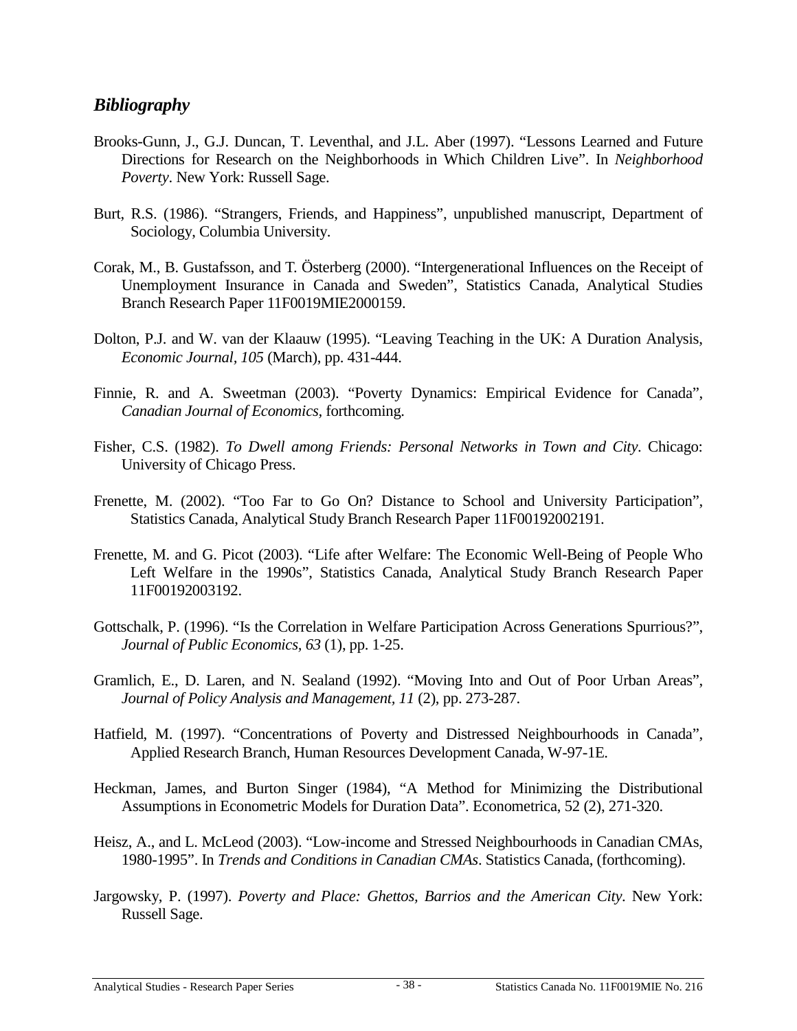## *Bibliography*

Brooks-Gunn, J., G.J. Duncan, T. Leventhal, and J.L. Aber (1997). "Lessons Learned and Future Directions for Research on the Neighborhoods in Which Children Live". In *Neighborhood Poverty*. New York: Russell Sage.

Burt, R.S. (1986). "Strangers, Friends, and Happiness", unpublished manuscript, Department of Sociology, Columbia University.

Corak, M., B. Gustafsson, and T. Österberg (2000). "Intergenerational Influences on the Receipt of Unemployment Insurance in Canada and Sweden", Statistics Canada, Analytical Studies Branch Research Paper 11F0019MIE2000159.

Dolton, P.J. and W. van der Klaauw (1995). "Leaving Teaching in the UK: A Duration Analysis, *Economic Journal*, *105* (March), pp. 431-444.

Finnie, R. and A. Sweetman (2003). "Poverty Dynamics: Empirical Evidence for Canada", *Canadian Journal of Economics*, forthcoming.

Fisher, C.S. (1982). *To Dwell among Friends: Personal Networks in Town and City*. Chicago: University of Chicago Press.

Frenette, M. (2002). "Too Far to Go On? Distance to School and University Participation", Statistics Canada, Analytical Study Branch Research Paper 11F00192002191.

Frenette, M. and G. Picot (2003). "Life after Welfare: The Economic Well-Being of People Who Left Welfare in the 1990s", Statistics Canada, Analytical Study Branch Research Paper 11F00192003192.

Gottschalk, P. (1996). "Is the Correlation in Welfare Participation Across Generations Spurrious?", *Journal of Public Economics*, *63* (1), pp. 1-25.

Gramlich, E., D. Laren, and N. Sealand (1992). "Moving Into and Out of Poor Urban Areas", *Journal of Policy Analysis and Management*, *11* (2), pp. 273-287.

Hatfield, M. (1997). "Concentrations of Poverty and Distressed Neighbourhoods in Canada", Applied Research Branch, Human Resources Development Canada, W-97-1E.

Heckman, James, and Burton Singer (1984), "A Method for Minimizing the Distributional Assumptions in Econometric Models for Duration Data". Econometrica, 52 (2), 271-320.

Heisz, A., and L. McLeod (2003). "Low-income and Stressed Neighbourhoods in Canadian CMAs, 1980-1995". In *Trends and Conditions in Canadian CMAs*. Statistics Canada, (forthcoming).

Jargowsky, P. (1997). *Poverty and Place: Ghettos, Barrios and the American City*. New York: Russell Sage.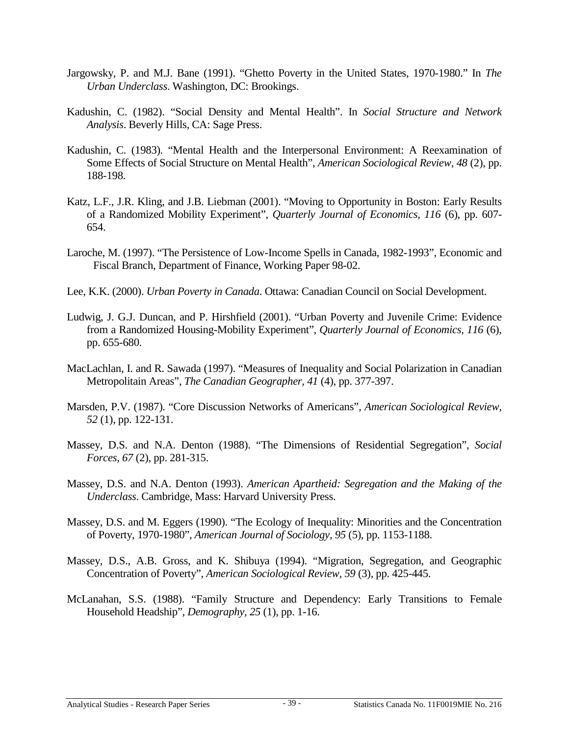Jargowsky, P. and M.J. Bane (1991). "Ghetto Poverty in the United States, 1970-1980." In *The Urban Underclass*. Washington, DC: Brookings.

Kadushin, C. (1982). "Social Density and Mental Health". In *Social Structure and Network Analysis*. Beverly Hills, CA: Sage Press.

Kadushin, C. (1983). "Mental Health and the Interpersonal Environment: A Reexamination of Some Effects of Social Structure on Mental Health", *American Sociological Review*, *48* (2), pp. 188-198.

Katz, L.F., J.R. Kling, and J.B. Liebman (2001). "Moving to Opportunity in Boston: Early Results of a Randomized Mobility Experiment", *Quarterly Journal of Economics, 116* (6), pp. 607-654.

Laroche, M. (1997). "The Persistence of Low-Income Spells in Canada, 1982-1993", Economic and Fiscal Branch, Department of Finance, Working Paper 98-02.

Lee, K.K. (2000). *Urban Poverty in Canada*. Ottawa: Canadian Council on Social Development.

Ludwig, J. G.J. Duncan, and P. Hirshfield (2001). "Urban Poverty and Juvenile Crime: Evidence from a Randomized Housing-Mobility Experiment", *Quarterly Journal of Economics*, *116* (6), pp. 655-680.

MacLachlan, I. and R. Sawada (1997). "Measures of Inequality and Social Polarization in Canadian Metropolitain Areas", *The Canadian Geographer, 41* (4), pp. 377-397.

Marsden, P.V. (1987). "Core Discussion Networks of Americans", *American Sociological Review, 52* (1), pp. 122-131.

Massey, D.S. and N.A. Denton (1988). "The Dimensions of Residential Segregation", *Social Forces, 67* (2), pp. 281-315.

Massey, D.S. and N.A. Denton (1993). *American Apartheid: Segregation and the Making of the Underclass*. Cambridge, Mass: Harvard University Press.

Massey, D.S. and M. Eggers (1990). "The Ecology of Inequality: Minorities and the Concentration of Poverty, 1970-1980", *American Journal of Sociology, 95* (5), pp. 1153-1188.

Massey, D.S., A.B. Gross, and K. Shibuya (1994). "Migration, Segregation, and Geographic Concentration of Poverty", *American Sociological Review, 59* (3), pp. 425-445.

McLanahan, S.S. (1988). "Family Structure and Dependency: Early Transitions to Female Household Headship", *Demography, 25* (1), pp. 1-16.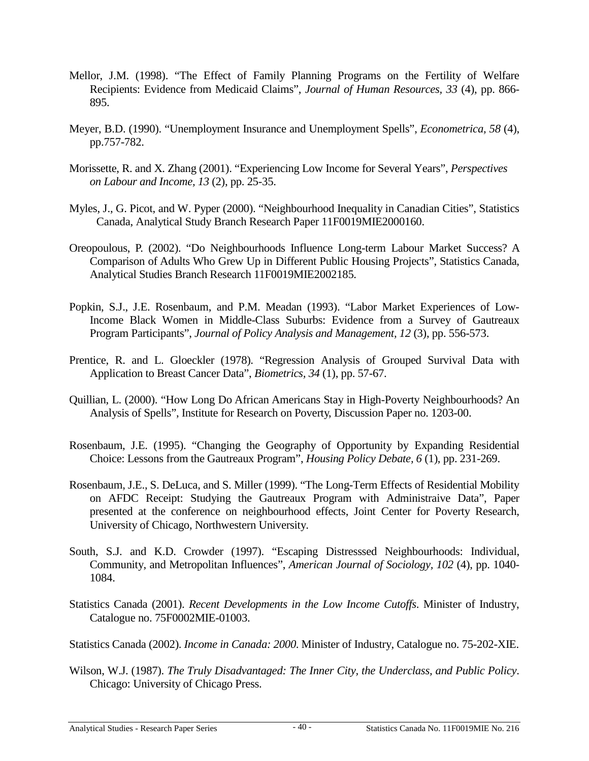Mellor, J.M. (1998). "The Effect of Family Planning Programs on the Fertility of Welfare Recipients: Evidence from Medicaid Claims", *Journal of Human Resources, 33* (4), pp. 866-895.

Meyer, B.D. (1990). "Unemployment Insurance and Unemployment Spells", *Econometrica, 58* (4), pp.757-782.

Morissette, R. and X. Zhang (2001). "Experiencing Low Income for Several Years", *Perspectives on Labour and Income, 13* (2), pp. 25-35.

Myles, J., G. Picot, and W. Pyper (2000). "Neighbourhood Inequality in Canadian Cities", Statistics Canada, Analytical Study Branch Research Paper 11F0019MIE2000160.

Oreopoulous, P. (2002). "Do Neighbourhoods Influence Long-term Labour Market Success? A Comparison of Adults Who Grew Up in Different Public Housing Projects", Statistics Canada, Analytical Studies Branch Research 11F0019MIE2002185.

Popkin, S.J., J.E. Rosenbaum, and P.M. Meadan (1993). "Labor Market Experiences of Low-Income Black Women in Middle-Class Suburbs: Evidence from a Survey of Gautreaux Program Participants", *Journal of Policy Analysis and Management, 12* (3), pp. 556-573.

Prentice, R. and L. Gloeckler (1978). "Regression Analysis of Grouped Survival Data with Application to Breast Cancer Data", *Biometrics, 34* (1), pp. 57-67.

Quillian, L. (2000). "How Long Do African Americans Stay in High-Poverty Neighbourhoods? An Analysis of Spells", Institute for Research on Poverty, Discussion Paper no. 1203-00.

Rosenbaum, J.E. (1995). "Changing the Geography of Opportunity by Expanding Residential Choice: Lessons from the Gautreaux Program", *Housing Policy Debate, 6* (1), pp. 231-269.

Rosenbaum, J.E., S. DeLuca, and S. Miller (1999). "The Long-Term Effects of Residential Mobility on AFDC Receipt: Studying the Gautreaux Program with Administraive Data", Paper presented at the conference on neighbourhood effects, Joint Center for Poverty Research, University of Chicago, Northwestern University.

South, S.J. and K.D. Crowder (1997). "Escaping Distresssed Neighbourhoods: Individual, Community, and Metropolitan Influences", *American Journal of Sociology, 102* (4), pp. 1040-1084.

Statistics Canada (2001). *Recent Developments in the Low Income Cutoffs*. Minister of Industry, Catalogue no. 75F0002MIE-01003.

Statistics Canada (2002). *Income in Canada: 2000*. Minister of Industry, Catalogue no. 75-202-XIE.

Wilson, W.J. (1987). *The Truly Disadvantaged: The Inner City, the Underclass, and Public Policy*. Chicago: University of Chicago Press.